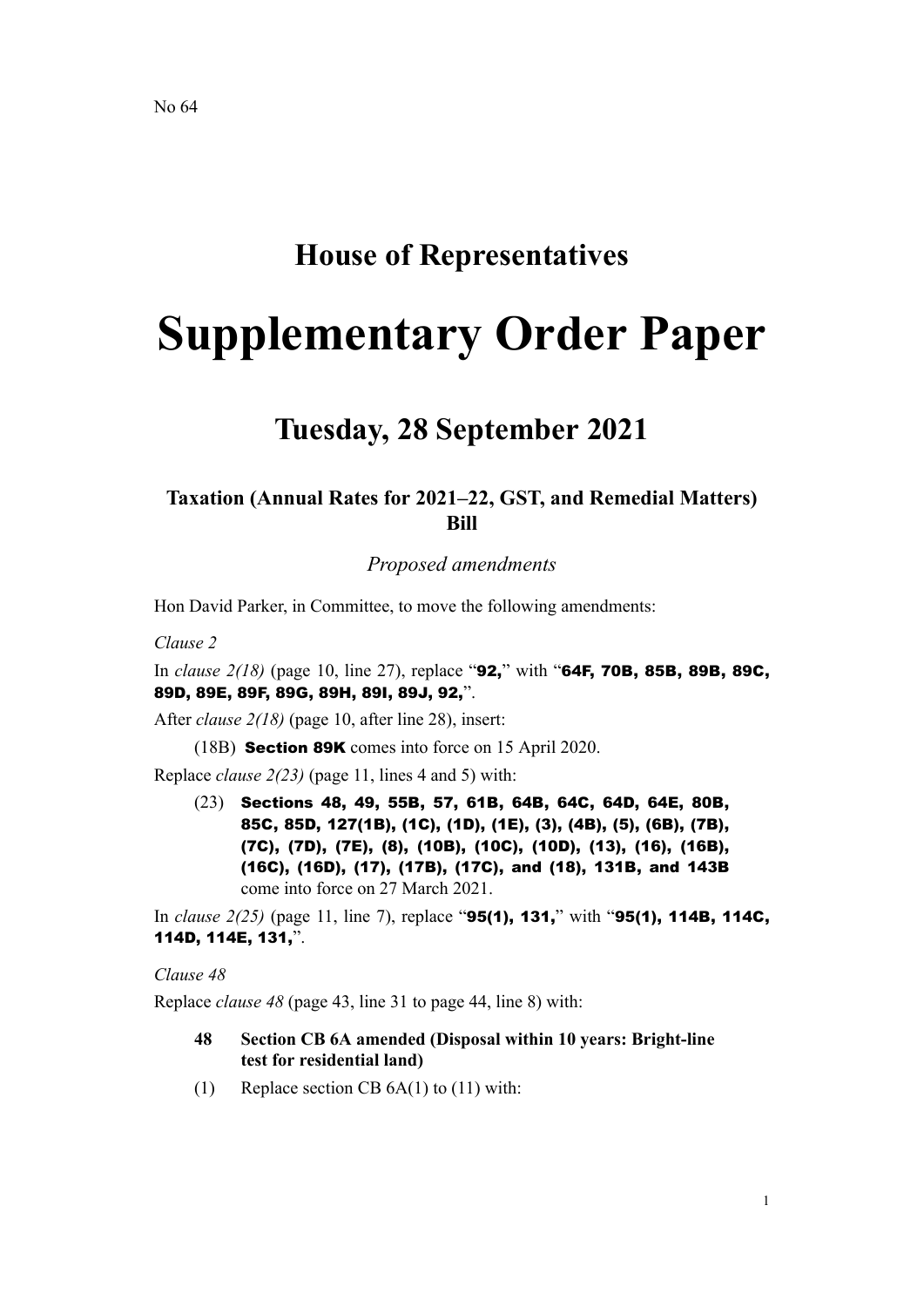No 64

# House of Representatives

# Supplementary Order Paper

## Tuesday, 28 September 2021

### Taxation (Annual Rates for 2021–22, GST, and Remedial Matters) Bill

*Proposed amendments*

Hon David Parker, in Committee, to move the following amendments:

*Clause 2*

In *clause 2(18)* (page 10, line 27), replace "**92,**" with "**64F, 70B, 85B, 89B, 89C, 89D, 89E, 89F, 89G, 89H, 89I, 89J, 92,**".

After *clause 2(18)* (page 10, after line 28), insert:

(18B) **Section 89K** comes into force on 15 April 2020.

Replace *clause 2(23)* (page 11, lines 4 and 5) with:

(23) **Sections 48, 49, 55B, 57, 61B, 64B, 64C, 64D, 64E, 80B, 85C, 85D, 127(1B), (1C), (1D), (1E), (3), (4B), (5), (6B), (7B), (7C), (7D), (7E), (8), (10B), (10C), (10D), (13), (16), (16B), (16C), (16D), (17), (17B), (17C), and (18), 131B, and 143B** come into force on 27 March 2021.

In *clause 2(25)* (page 11, line 7), replace "**95(1), 131,**" with "**95(1), 114B, 114C, 114D, 114E, 131,**".

*Clause 48*

Replace *clause 48* (page 43, line 31 to page 44, line 8) with:

**48 Section CB 6A amended (Disposal within 10 years: Bright-line test for residential land)**

(1) Replace section CB 6A(1) to (11) with: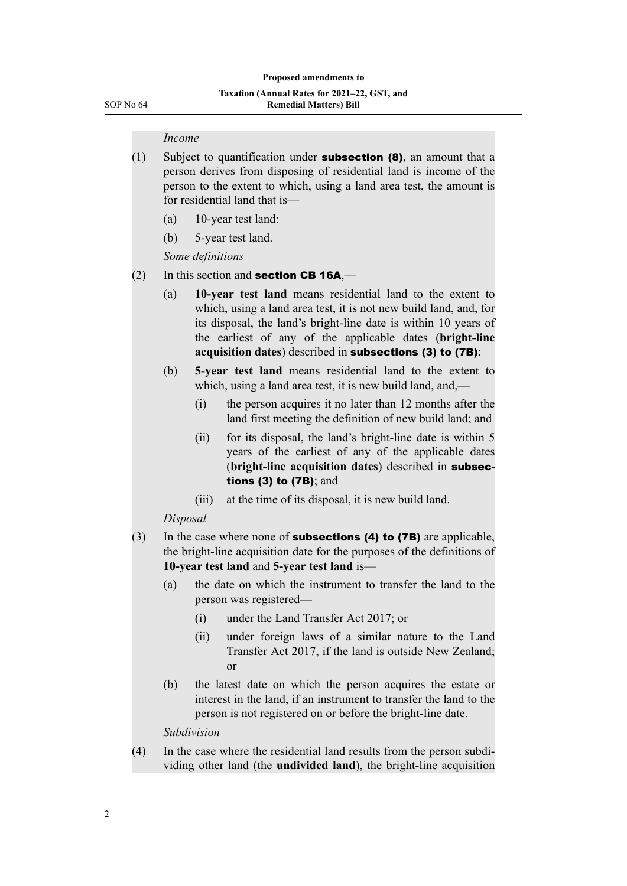*Income*

(1) Subject to quantification under **subsection (8)**, an amount that a person derives from disposing of residential land is income of the person to the extent to which, using a land area test, the amount is for residential land that is—

- (a) 10-year test land:
- (b) 5-year test land.

*Some definitions*

(2) In this section and **section CB 16A**,—

- (a) **10-year test land** means residential land to the extent to which, using a land area test, it is not new build land, and, for its disposal, the land's bright-line date is within 10 years of the earliest of any of the applicable dates (**bright-line acquisition dates**) described in **subsections (3) to (7B)**:
- (b) **5-year test land** means residential land to the extent to which, using a land area test, it is new build land, and,—
  - (i) the person acquires it no later than 12 months after the land first meeting the definition of new build land; and
  - (ii) for its disposal, the land's bright-line date is within 5 years of the earliest of any of the applicable dates (**bright-line acquisition dates**) described in **subsections (3) to (7B)**; and
  - (iii) at the time of its disposal, it is new build land.

*Disposal*

(3) In the case where none of **subsections (4) to (7B)** are applicable, the bright-line acquisition date for the purposes of the definitions of **10-year test land** and **5-year test land** is—

- (a) the date on which the instrument to transfer the land to the person was registered—
  - (i) under the Land Transfer Act 2017; or
  - (ii) under foreign laws of a similar nature to the Land Transfer Act 2017, if the land is outside New Zealand; or
- (b) the latest date on which the person acquires the estate or interest in the land, if an instrument to transfer the land to the person is not registered on or before the bright-line date.

*Subdivision*

(4) In the case where the residential land results from the person subdividing other land (the **undivided land**), the bright-line acquisition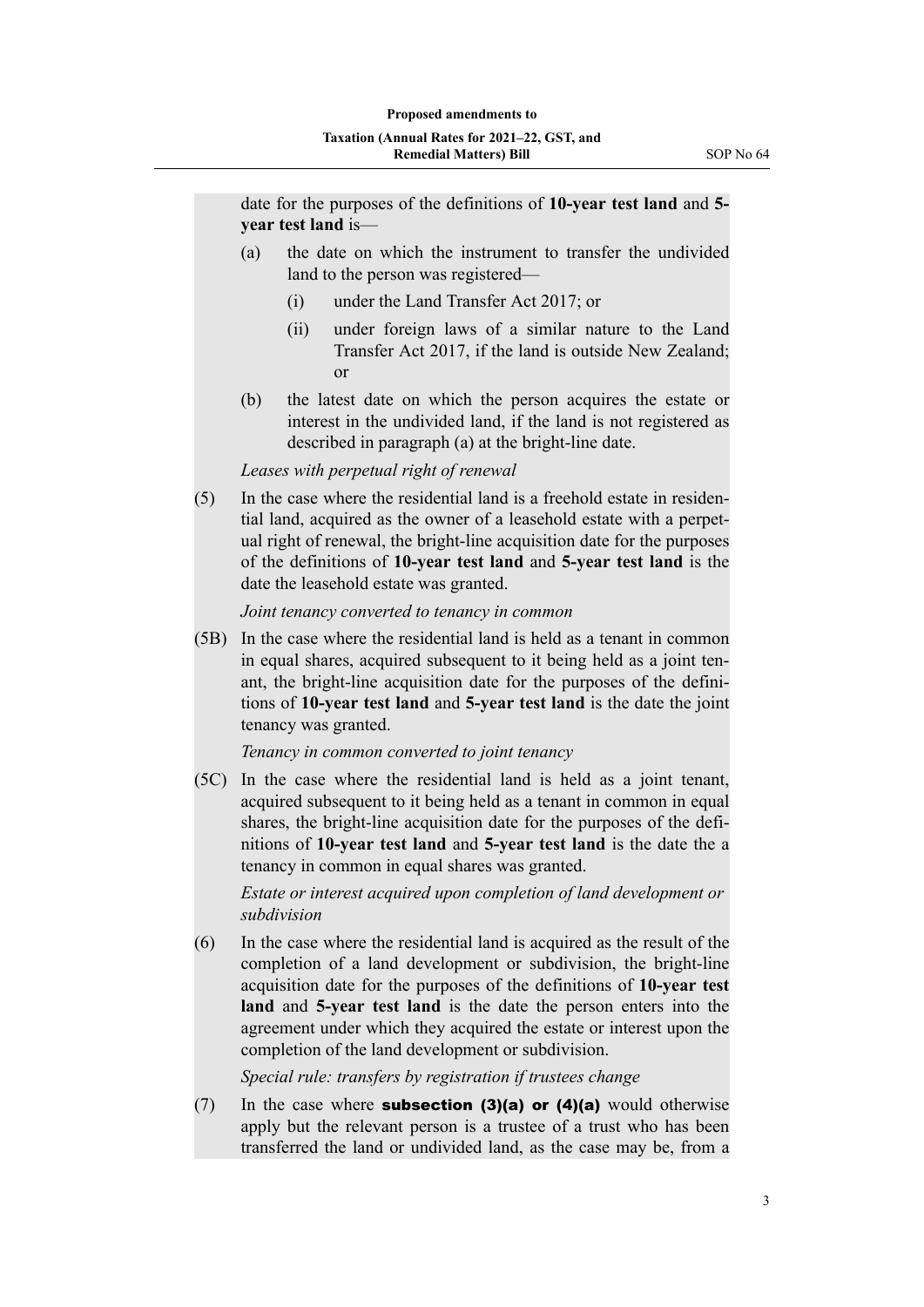date for the purposes of the definitions of **10-year test land** and **5-year test land** is—

(a) the date on which the instrument to transfer the undivided land to the person was registered—

(i) under the Land Transfer Act 2017; or

(ii) under foreign laws of a similar nature to the Land Transfer Act 2017, if the land is outside New Zealand; or

(b) the latest date on which the person acquires the estate or interest in the undivided land, if the land is not registered as described in paragraph (a) at the bright-line date.

*Leases with perpetual right of renewal*

(5) In the case where the residential land is a freehold estate in residential land, acquired as the owner of a leasehold estate with a perpetual right of renewal, the bright-line acquisition date for the purposes of the definitions of **10-year test land** and **5-year test land** is the date the leasehold estate was granted.

*Joint tenancy converted to tenancy in common*

(5B) In the case where the residential land is held as a tenant in common in equal shares, acquired subsequent to it being held as a joint tenant, the bright-line acquisition date for the purposes of the definitions of **10-year test land** and **5-year test land** is the date the joint tenancy was granted.

*Tenancy in common converted to joint tenancy*

(5C) In the case where the residential land is held as a joint tenant, acquired subsequent to it being held as a tenant in common in equal shares, the bright-line acquisition date for the purposes of the definitions of **10-year test land** and **5-year test land** is the date the a tenancy in common in equal shares was granted.

*Estate or interest acquired upon completion of land development or subdivision*

(6) In the case where the residential land is acquired as the result of the completion of a land development or subdivision, the bright-line acquisition date for the purposes of the definitions of **10-year test land** and **5-year test land** is the date the person enters into the agreement under which they acquired the estate or interest upon the completion of the land development or subdivision.

*Special rule: transfers by registration if trustees change*

(7) In the case where **subsection (3)(a) or (4)(a)** would otherwise apply but the relevant person is a trustee of a trust who has been transferred the land or undivided land, as the case may be, from a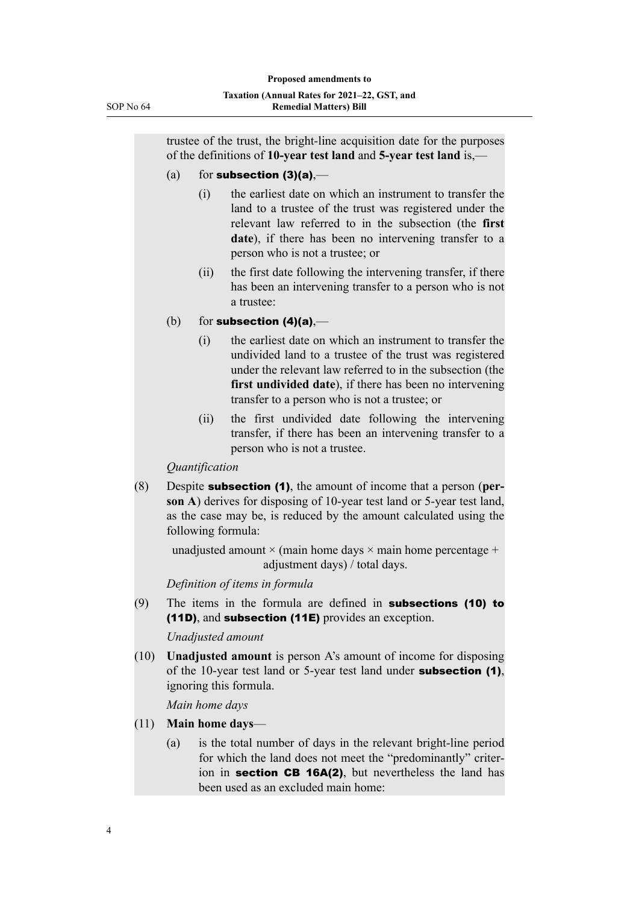trustee of the trust, the bright-line acquisition date for the purposes of the definitions of **10-year test land** and **5-year test land** is,—

(a) for **subsection (3)(a)**,—

(i) the earliest date on which an instrument to transfer the land to a trustee of the trust was registered under the relevant law referred to in the subsection (the **first date**), if there has been no intervening transfer to a person who is not a trustee; or

(ii) the first date following the intervening transfer, if there has been an intervening transfer to a person who is not a trustee:

(b) for **subsection (4)(a)**,—

(i) the earliest date on which an instrument to transfer the undivided land to a trustee of the trust was registered under the relevant law referred to in the subsection (the **first undivided date**), if there has been no intervening transfer to a person who is not a trustee; or

(ii) the first undivided date following the intervening transfer, if there has been an intervening transfer to a person who is not a trustee.

*Quantification*

(8) Despite **subsection (1)**, the amount of income that a person (**person A**) derives for disposing of 10-year test land or 5-year test land, as the case may be, is reduced by the amount calculated using the following formula:

$$\text{unadjusted amount} \times (\text{main home days} \times \text{main home percentage} + \text{adjustment days}) / \text{total days}.$$

*Definition of items in formula*

(9) The items in the formula are defined in **subsections (10) to (11D)**, and **subsection (11E)** provides an exception.

*Unadjusted amount*

(10) **Unadjusted amount** is person A's amount of income for disposing of the 10-year test land or 5-year test land under **subsection (1)**, ignoring this formula.

*Main home days*

(11) **Main home days**—

(a) is the total number of days in the relevant bright-line period for which the land does not meet the "predominantly" criterion in **section CB 16A(2)**, but nevertheless the land has been used as an excluded main home: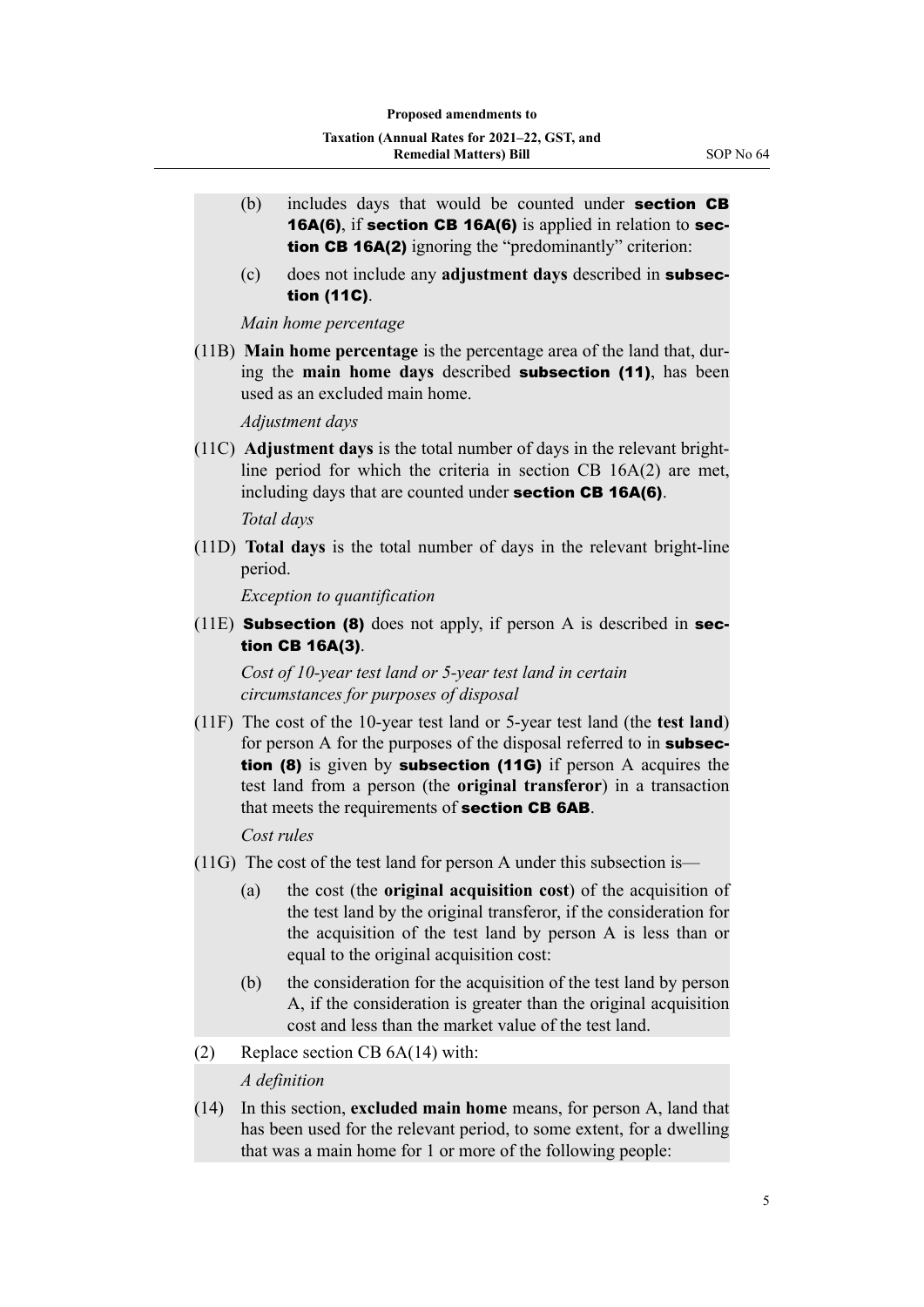(b) includes days that would be counted under **section CB 16A(6)**, if **section CB 16A(6)** is applied in relation to **section CB 16A(2)** ignoring the "predominantly" criterion:

(c) does not include any **adjustment days** described in **subsection (11C)**.

*Main home percentage*

(11B) **Main home percentage** is the percentage area of the land that, during the **main home days** described **subsection (11)**, has been used as an excluded main home.

*Adjustment days*

(11C) **Adjustment days** is the total number of days in the relevant bright-line period for which the criteria in section CB 16A(2) are met, including days that are counted under **section CB 16A(6)**.

*Total days*

(11D) **Total days** is the total number of days in the relevant bright-line period.

*Exception to quantification*

(11E) **Subsection (8)** does not apply, if person A is described in **section CB 16A(3)**.

*Cost of 10-year test land or 5-year test land in certain circumstances for purposes of disposal*

(11F) The cost of the 10-year test land or 5-year test land (the **test land**) for person A for the purposes of the disposal referred to in **subsection (8)** is given by **subsection (11G)** if person A acquires the test land from a person (the **original transferor**) in a transaction that meets the requirements of **section CB 6AB**.

*Cost rules*

(11G) The cost of the test land for person A under this subsection is—

(a) the cost (the **original acquisition cost**) of the acquisition of the test land by the original transferor, if the consideration for the acquisition of the test land by person A is less than or equal to the original acquisition cost:

(b) the consideration for the acquisition of the test land by person A, if the consideration is greater than the original acquisition cost and less than the market value of the test land.

(2) Replace section CB 6A(14) with:

*A definition*

(14) In this section, **excluded main home** means, for person A, land that has been used for the relevant period, to some extent, for a dwelling that was a main home for 1 or more of the following people: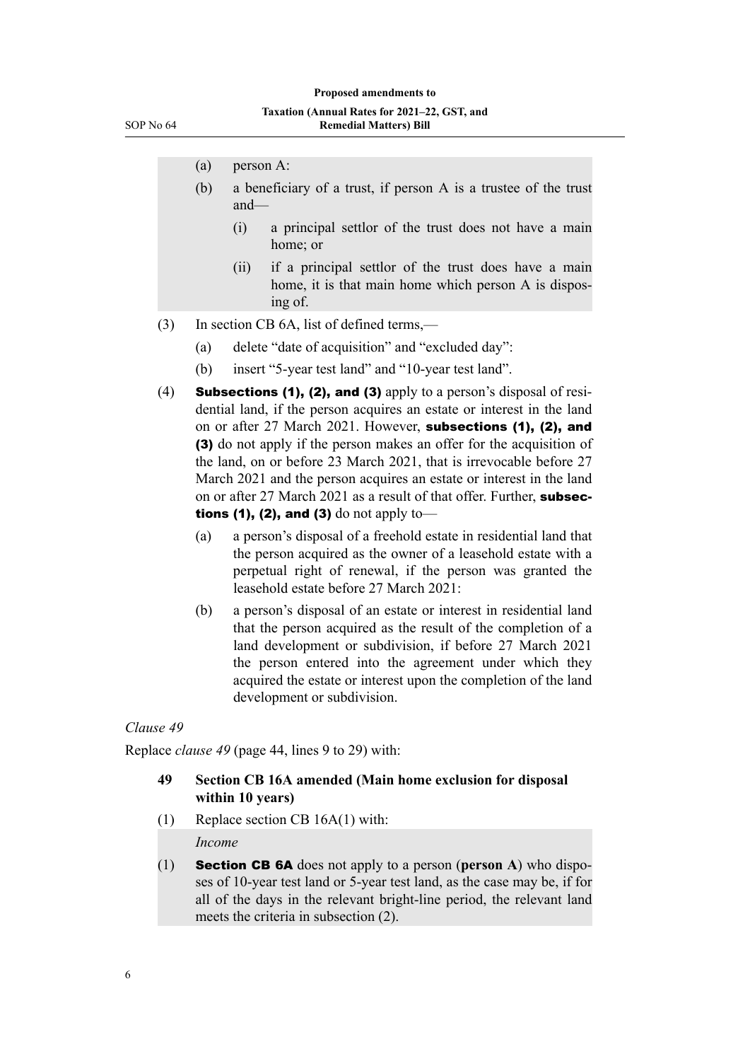(a) person A:

(b) a beneficiary of a trust, if person A is a trustee of the trust and—

  (i) a principal settlor of the trust does not have a main home; or

  (ii) if a principal settlor of the trust does have a main home, it is that main home which person A is disposing of.

(3) In section CB 6A, list of defined terms,—

  (a) delete "date of acquisition" and "excluded day":

  (b) insert "5-year test land" and "10-year test land".

(4) **Subsections (1), (2), and (3)** apply to a person's disposal of residential land, if the person acquires an estate or interest in the land on or after 27 March 2021. However, **subsections (1), (2), and (3)** do not apply if the person makes an offer for the acquisition of the land, on or before 23 March 2021, that is irrevocable before 27 March 2021 and the person acquires an estate or interest in the land on or after 27 March 2021 as a result of that offer. Further, **subsections (1), (2), and (3)** do not apply to—

  (a) a person's disposal of a freehold estate in residential land that the person acquired as the owner of a leasehold estate with a perpetual right of renewal, if the person was granted the leasehold estate before 27 March 2021:

  (b) a person's disposal of an estate or interest in residential land that the person acquired as the result of the completion of a land development or subdivision, if before 27 March 2021 the person entered into the agreement under which they acquired the estate or interest upon the completion of the land development or subdivision.

*Clause 49*

Replace *clause 49* (page 44, lines 9 to 29) with:

**49 Section CB 16A amended (Main home exclusion for disposal within 10 years)**

(1) Replace section CB 16A(1) with:

*Income*

(1) **Section CB 6A** does not apply to a person (**person A**) who disposes of 10-year test land or 5-year test land, as the case may be, if for all of the days in the relevant bright-line period, the relevant land meets the criteria in subsection (2).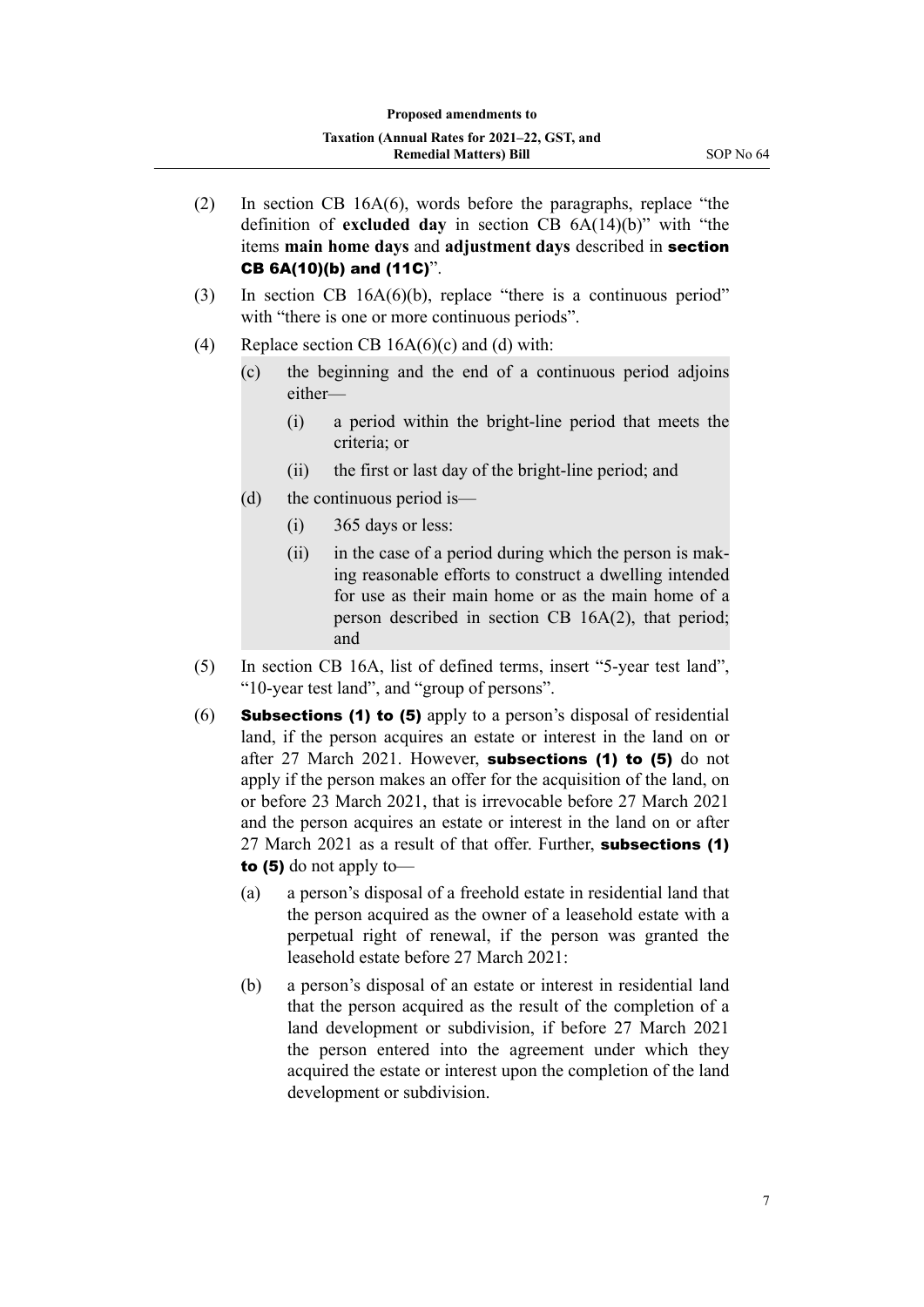(2) In section CB 16A(6), words before the paragraphs, replace "the definition of **excluded day** in section CB 6A(14)(b)" with "the items **main home days** and **adjustment days** described in **section CB 6A(10)(b) and (11C)**".

(3) In section CB 16A(6)(b), replace "there is a continuous period" with "there is one or more continuous periods".

(4) Replace section CB 16A(6)(c) and (d) with:

> (c) the beginning and the end of a continuous period adjoins either—
>
> > (i) a period within the bright-line period that meets the criteria; or
> >
> > (ii) the first or last day of the bright-line period; and
>
> (d) the continuous period is—
>
> > (i) 365 days or less:
> >
> > (ii) in the case of a period during which the person is making reasonable efforts to construct a dwelling intended for use as their main home or as the main home of a person described in section CB 16A(2), that period; and

(5) In section CB 16A, list of defined terms, insert "5-year test land", "10-year test land", and "group of persons".

(6) **Subsections (1) to (5)** apply to a person's disposal of residential land, if the person acquires an estate or interest in the land on or after 27 March 2021. However, **subsections (1) to (5)** do not apply if the person makes an offer for the acquisition of the land, on or before 23 March 2021, that is irrevocable before 27 March 2021 and the person acquires an estate or interest in the land on or after 27 March 2021 as a result of that offer. Further, **subsections (1) to (5)** do not apply to—

> (a) a person's disposal of a freehold estate in residential land that the person acquired as the owner of a leasehold estate with a perpetual right of renewal, if the person was granted the leasehold estate before 27 March 2021:
>
> (b) a person's disposal of an estate or interest in residential land that the person acquired as the result of the completion of a land development or subdivision, if before 27 March 2021 the person entered into the agreement under which they acquired the estate or interest upon the completion of the land development or subdivision.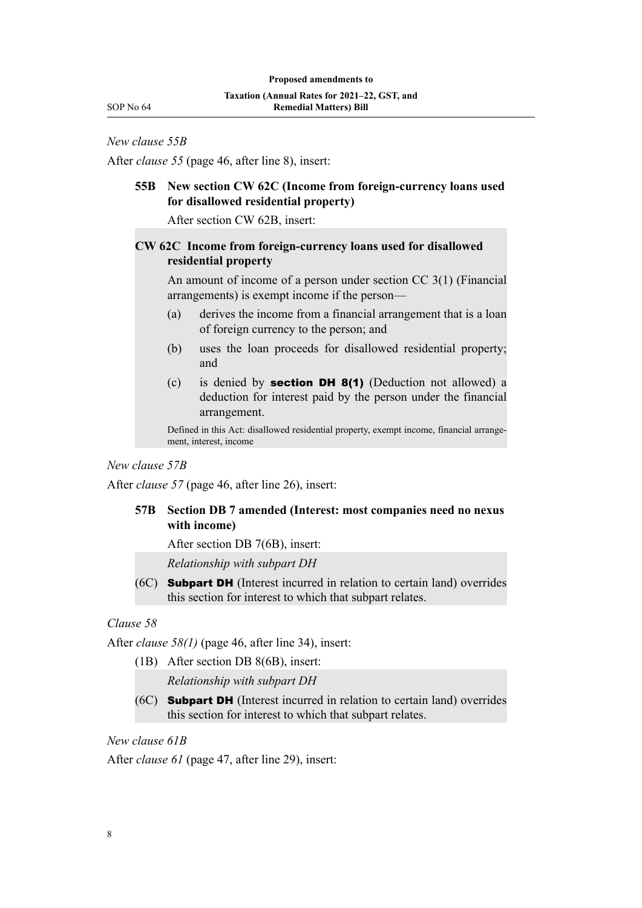*New clause 55B*

After *clause 55* (page 46, after line 8), insert:

**55B New section CW 62C (Income from foreign-currency loans used for disallowed residential property)**

After section CW 62B, insert:

**CW 62C Income from foreign-currency loans used for disallowed residential property**

An amount of income of a person under section CC 3(1) (Financial arrangements) is exempt income if the person—

(a) derives the income from a financial arrangement that is a loan of foreign currency to the person; and

(b) uses the loan proceeds for disallowed residential property; and

(c) is denied by **section DH 8(1)** (Deduction not allowed) a deduction for interest paid by the person under the financial arrangement.

Defined in this Act: disallowed residential property, exempt income, financial arrangement, interest, income

*New clause 57B*

After *clause 57* (page 46, after line 26), insert:

**57B Section DB 7 amended (Interest: most companies need no nexus with income)**

After section DB 7(6B), insert:

*Relationship with subpart DH*

(6C) **Subpart DH** (Interest incurred in relation to certain land) overrides this section for interest to which that subpart relates.

*Clause 58*

After *clause 58(1)* (page 46, after line 34), insert:

(1B) After section DB 8(6B), insert:

*Relationship with subpart DH*

(6C) **Subpart DH** (Interest incurred in relation to certain land) overrides this section for interest to which that subpart relates.

*New clause 61B*

After *clause 61* (page 47, after line 29), insert: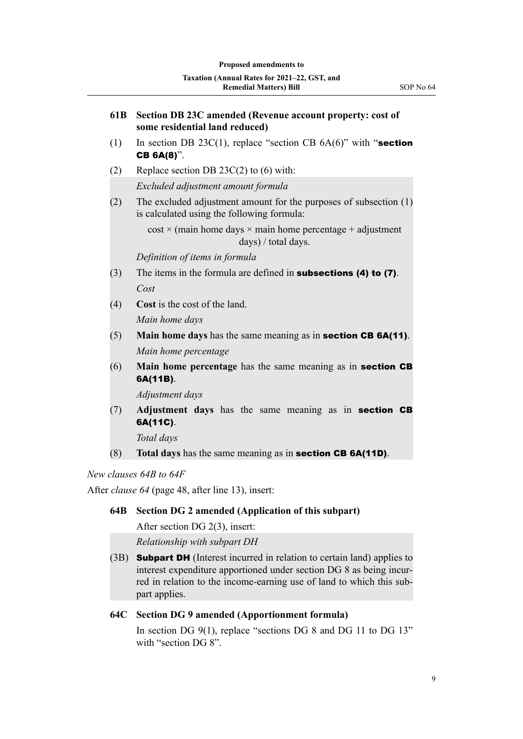**61B Section DB 23C amended (Revenue account property: cost of some residential land reduced)**

(1) In section DB 23C(1), replace "section CB 6A(6)" with "**section CB 6A(8)**".

(2) Replace section DB 23C(2) to (6) with:

*Excluded adjustment amount formula*

(2) The excluded adjustment amount for the purposes of subsection (1) is calculated using the following formula:

$$\text{cost} \times (\text{main home days} \times \text{main home percentage} + \text{adjustment days}) / \text{total days}.$$

*Definition of items in formula*

(3) The items in the formula are defined in **subsections (4) to (7)**.

*Cost*

(4) **Cost** is the cost of the land.

*Main home days*

(5) **Main home days** has the same meaning as in **section CB 6A(11)**.

*Main home percentage*

(6) **Main home percentage** has the same meaning as in **section CB 6A(11B)**.

*Adjustment days*

(7) **Adjustment days** has the same meaning as in **section CB 6A(11C)**.

*Total days*

(8) **Total days** has the same meaning as in **section CB 6A(11D)**.

*New clauses 64B to 64F*

After *clause 64* (page 48, after line 13), insert:

**64B Section DG 2 amended (Application of this subpart)**

After section DG 2(3), insert:

*Relationship with subpart DH*

(3B) **Subpart DH** (Interest incurred in relation to certain land) applies to interest expenditure apportioned under section DG 8 as being incurred in relation to the income-earning use of land to which this subpart applies.

**64C Section DG 9 amended (Apportionment formula)**

In section DG 9(1), replace "sections DG 8 and DG 11 to DG 13" with "section DG 8".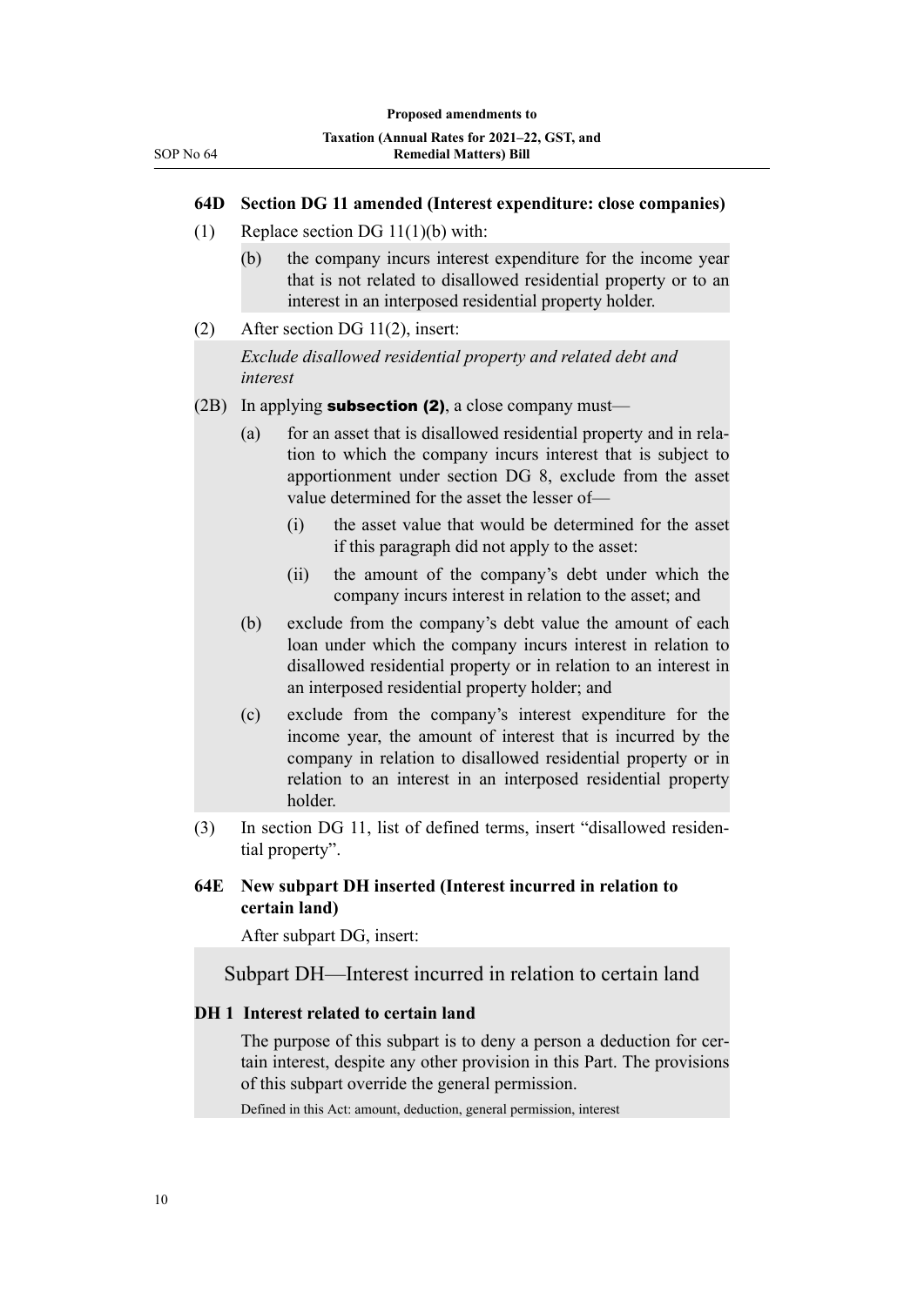### 64D Section DG 11 amended (Interest expenditure: close companies)

(1) Replace section DG 11(1)(b) with:

(b) the company incurs interest expenditure for the income year that is not related to disallowed residential property or to an interest in an interposed residential property holder.

(2) After section DG 11(2), insert:

*Exclude disallowed residential property and related debt and interest*

(2B) In applying **subsection (2)**, a close company must—

(a) for an asset that is disallowed residential property and in relation to which the company incurs interest that is subject to apportionment under section DG 8, exclude from the asset value determined for the asset the lesser of—

(i) the asset value that would be determined for the asset if this paragraph did not apply to the asset:

(ii) the amount of the company's debt under which the company incurs interest in relation to the asset; and

(b) exclude from the company's debt value the amount of each loan under which the company incurs interest in relation to disallowed residential property or in relation to an interest in an interposed residential property holder; and

(c) exclude from the company's interest expenditure for the income year, the amount of interest that is incurred by the company in relation to disallowed residential property or in relation to an interest in an interposed residential property holder.

(3) In section DG 11, list of defined terms, insert "disallowed residential property".

### 64E New subpart DH inserted (Interest incurred in relation to certain land)

After subpart DG, insert:

## Subpart DH—Interest incurred in relation to certain land

### DH 1 Interest related to certain land

The purpose of this subpart is to deny a person a deduction for certain interest, despite any other provision in this Part. The provisions of this subpart override the general permission.

Defined in this Act: amount, deduction, general permission, interest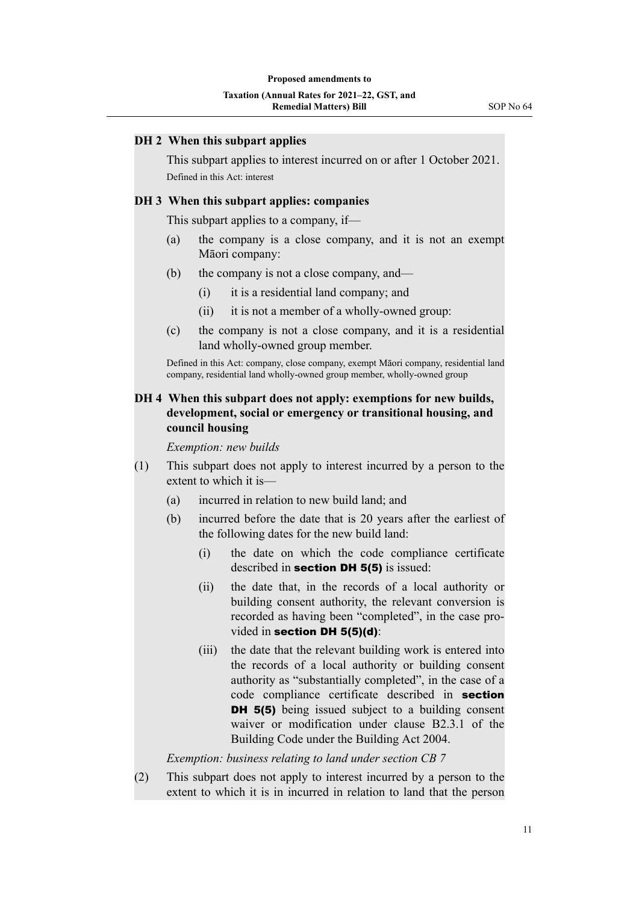**DH 2 When this subpart applies**

This subpart applies to interest incurred on or after 1 October 2021.

Defined in this Act: interest

**DH 3 When this subpart applies: companies**

This subpart applies to a company, if—

(a) the company is a close company, and it is not an exempt Māori company:

(b) the company is not a close company, and—

(i) it is a residential land company; and

(ii) it is not a member of a wholly-owned group:

(c) the company is not a close company, and it is a residential land wholly-owned group member.

Defined in this Act: company, close company, exempt Māori company, residential land company, residential land wholly-owned group member, wholly-owned group

**DH 4 When this subpart does not apply: exemptions for new builds, development, social or emergency or transitional housing, and council housing**

*Exemption: new builds*

(1) This subpart does not apply to interest incurred by a person to the extent to which it is—

(a) incurred in relation to new build land; and

(b) incurred before the date that is 20 years after the earliest of the following dates for the new build land:

(i) the date on which the code compliance certificate described in **section DH 5(5)** is issued:

(ii) the date that, in the records of a local authority or building consent authority, the relevant conversion is recorded as having been "completed", in the case provided in **section DH 5(5)(d)**:

(iii) the date that the relevant building work is entered into the records of a local authority or building consent authority as "substantially completed", in the case of a code compliance certificate described in **section DH 5(5)** being issued subject to a building consent waiver or modification under clause B2.3.1 of the Building Code under the Building Act 2004.

*Exemption: business relating to land under section CB 7*

(2) This subpart does not apply to interest incurred by a person to the extent to which it is in incurred in relation to land that the person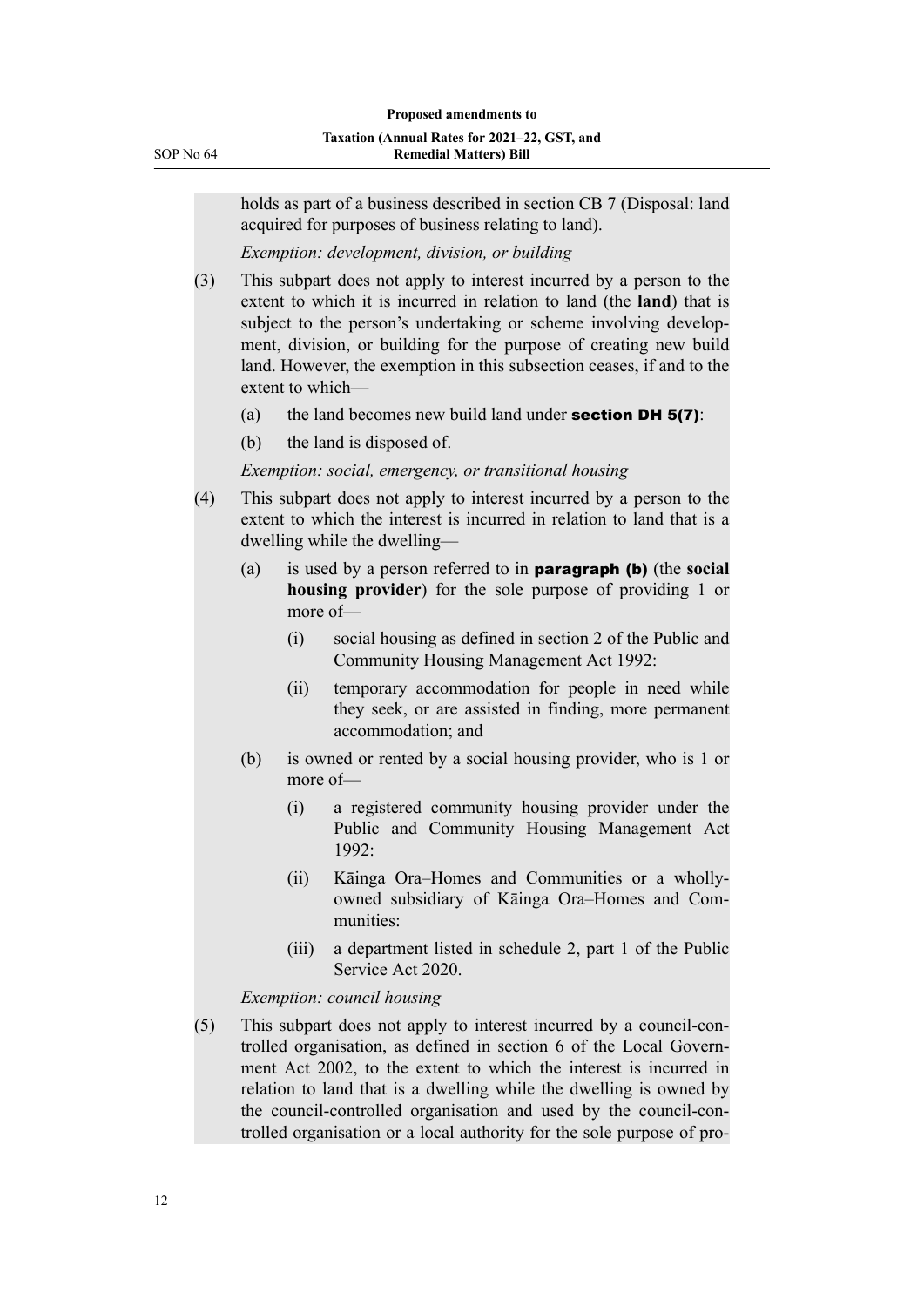holds as part of a business described in section CB 7 (Disposal: land acquired for purposes of business relating to land).

*Exemption: development, division, or building*

(3) This subpart does not apply to interest incurred by a person to the extent to which it is incurred in relation to land (the **land**) that is subject to the person's undertaking or scheme involving development, division, or building for the purpose of creating new build land. However, the exemption in this subsection ceases, if and to the extent to which—

  (a) the land becomes new build land under **section DH 5(7)**:

  (b) the land is disposed of.

*Exemption: social, emergency, or transitional housing*

(4) This subpart does not apply to interest incurred by a person to the extent to which the interest is incurred in relation to land that is a dwelling while the dwelling—

  (a) is used by a person referred to in **paragraph (b)** (the **social housing provider**) for the sole purpose of providing 1 or more of—

    (i) social housing as defined in section 2 of the Public and Community Housing Management Act 1992:

    (ii) temporary accommodation for people in need while they seek, or are assisted in finding, more permanent accommodation; and

  (b) is owned or rented by a social housing provider, who is 1 or more of—

    (i) a registered community housing provider under the Public and Community Housing Management Act 1992:

    (ii) Kāinga Ora–Homes and Communities or a wholly-owned subsidiary of Kāinga Ora–Homes and Communities:

    (iii) a department listed in schedule 2, part 1 of the Public Service Act 2020.

*Exemption: council housing*

(5) This subpart does not apply to interest incurred by a council-controlled organisation, as defined in section 6 of the Local Government Act 2002, to the extent to which the interest is incurred in relation to land that is a dwelling while the dwelling is owned by the council-controlled organisation and used by the council-controlled organisation or a local authority for the sole purpose of pro-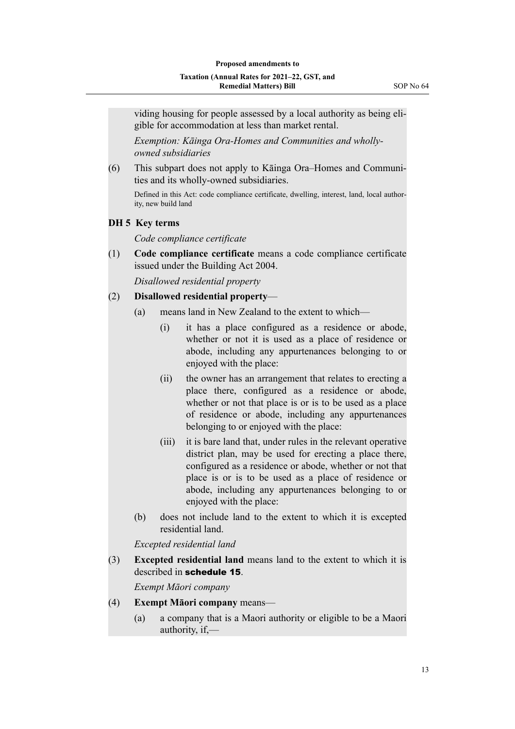viding housing for people assessed by a local authority as being eligible for accommodation at less than market rental.

*Exemption: Kāinga Ora-Homes and Communities and wholly-owned subsidiaries*

(6) This subpart does not apply to Kāinga Ora–Homes and Communities and its wholly-owned subsidiaries.

Defined in this Act: code compliance certificate, dwelling, interest, land, local authority, new build land

### DH 5 Key terms

*Code compliance certificate*

(1) **Code compliance certificate** means a code compliance certificate issued under the Building Act 2004.

*Disallowed residential property*

(2) **Disallowed residential property**—

- (a) means land in New Zealand to the extent to which—
  - (i) it has a place configured as a residence or abode, whether or not it is used as a place of residence or abode, including any appurtenances belonging to or enjoyed with the place:
  - (ii) the owner has an arrangement that relates to erecting a place there, configured as a residence or abode, whether or not that place is or is to be used as a place of residence or abode, including any appurtenances belonging to or enjoyed with the place:
  - (iii) it is bare land that, under rules in the relevant operative district plan, may be used for erecting a place there, configured as a residence or abode, whether or not that place is or is to be used as a place of residence or abode, including any appurtenances belonging to or enjoyed with the place:
- (b) does not include land to the extent to which it is excepted residential land.

*Excepted residential land*

(3) **Excepted residential land** means land to the extent to which it is described in **schedule 15**.

*Exempt Māori company*

(4) **Exempt Māori company** means—

- (a) a company that is a Maori authority or eligible to be a Maori authority, if,—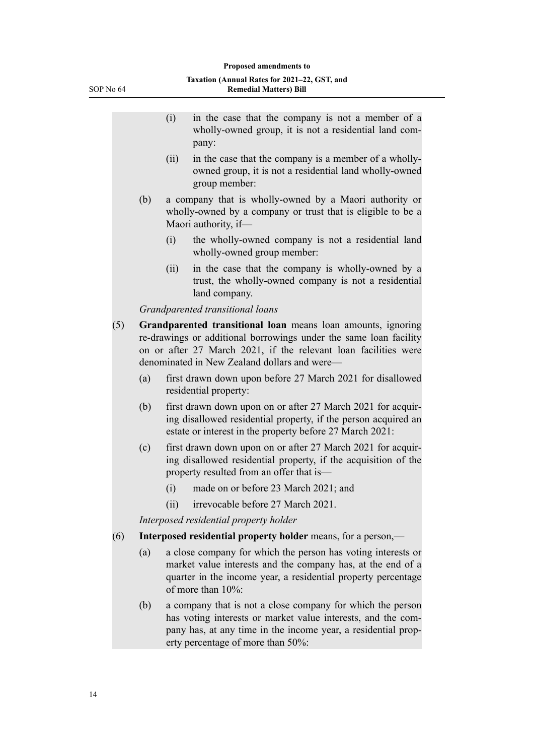(i) in the case that the company is not a member of a wholly-owned group, it is not a residential land company:

(ii) in the case that the company is a member of a wholly-owned group, it is not a residential land wholly-owned group member:

(b) a company that is wholly-owned by a Maori authority or wholly-owned by a company or trust that is eligible to be a Maori authority, if—

(i) the wholly-owned company is not a residential land wholly-owned group member:

(ii) in the case that the company is wholly-owned by a trust, the wholly-owned company is not a residential land company.

*Grandparented transitional loans*

(5) **Grandparented transitional loan** means loan amounts, ignoring re-drawings or additional borrowings under the same loan facility on or after 27 March 2021, if the relevant loan facilities were denominated in New Zealand dollars and were—

(a) first drawn down upon before 27 March 2021 for disallowed residential property:

(b) first drawn down upon on or after 27 March 2021 for acquiring disallowed residential property, if the person acquired an estate or interest in the property before 27 March 2021:

(c) first drawn down upon on or after 27 March 2021 for acquiring disallowed residential property, if the acquisition of the property resulted from an offer that is—

(i) made on or before 23 March 2021; and

(ii) irrevocable before 27 March 2021.

*Interposed residential property holder*

(6) **Interposed residential property holder** means, for a person,—

(a) a close company for which the person has voting interests or market value interests and the company has, at the end of a quarter in the income year, a residential property percentage of more than 10%:

(b) a company that is not a close company for which the person has voting interests or market value interests, and the company has, at any time in the income year, a residential property percentage of more than 50%: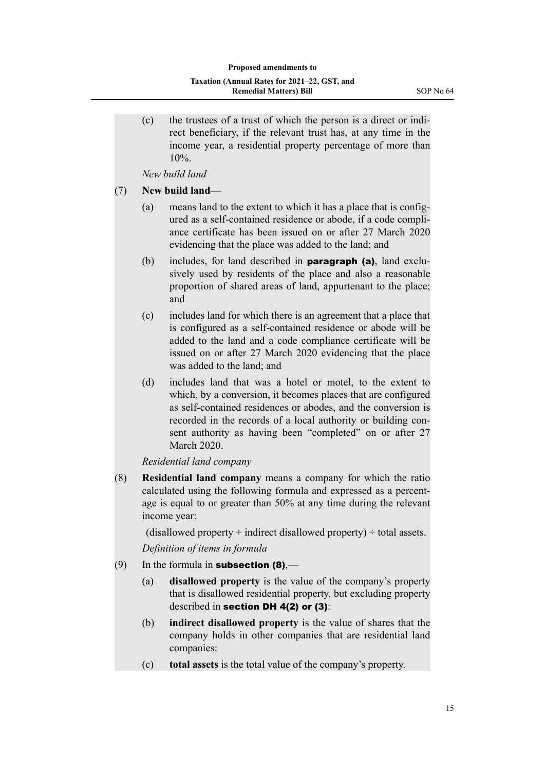(c) the trustees of a trust of which the person is a direct or indirect beneficiary, if the relevant trust has, at any time in the income year, a residential property percentage of more than 10%.

*New build land*

(7) **New build land**—

(a) means land to the extent to which it has a place that is configured as a self-contained residence or abode, if a code compliance certificate has been issued on or after 27 March 2020 evidencing that the place was added to the land; and

(b) includes, for land described in **paragraph (a)**, land exclusively used by residents of the place and also a reasonable proportion of shared areas of land, appurtenant to the place; and

(c) includes land for which there is an agreement that a place that is configured as a self-contained residence or abode will be added to the land and a code compliance certificate will be issued on or after 27 March 2020 evidencing that the place was added to the land; and

(d) includes land that was a hotel or motel, to the extent to which, by a conversion, it becomes places that are configured as self-contained residences or abodes, and the conversion is recorded in the records of a local authority or building consent authority as having been "completed" on or after 27 March 2020.

*Residential land company*

(8) **Residential land company** means a company for which the ratio calculated using the following formula and expressed as a percentage is equal to or greater than 50% at any time during the relevant income year:

(disallowed property + indirect disallowed property) ÷ total assets.

*Definition of items in formula*

(9) In the formula in **subsection (8)**,—

(a) **disallowed property** is the value of the company's property that is disallowed residential property, but excluding property described in **section DH 4(2) or (3)**:

(b) **indirect disallowed property** is the value of shares that the company holds in other companies that are residential land companies:

(c) **total assets** is the total value of the company's property.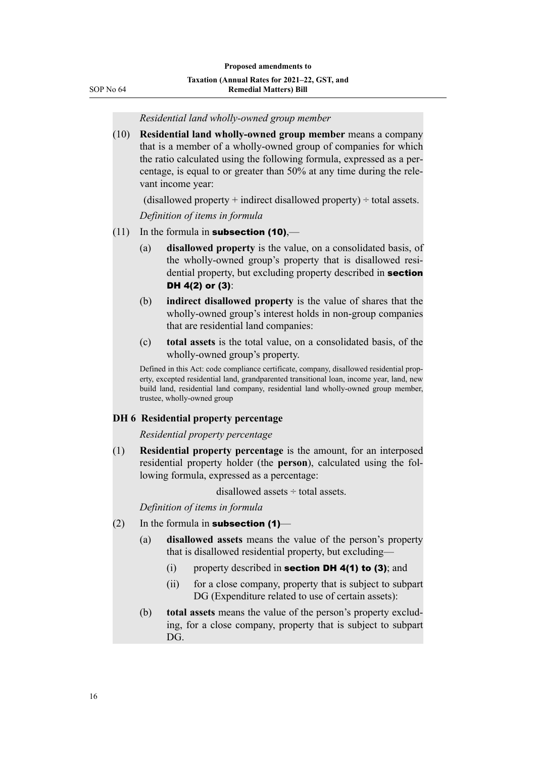*Residential land wholly-owned group member*

(10) **Residential land wholly-owned group member** means a company that is a member of a wholly-owned group of companies for which the ratio calculated using the following formula, expressed as a percentage, is equal to or greater than 50% at any time during the relevant income year:

(disallowed property + indirect disallowed property) ÷ total assets.

*Definition of items in formula*

(11) In the formula in **subsection (10)**,—

- (a) **disallowed property** is the value, on a consolidated basis, of the wholly-owned group's property that is disallowed residential property, but excluding property described in **section DH 4(2) or (3)**:
- (b) **indirect disallowed property** is the value of shares that the wholly-owned group's interest holds in non-group companies that are residential land companies:
- (c) **total assets** is the total value, on a consolidated basis, of the wholly-owned group's property.

Defined in this Act: code compliance certificate, company, disallowed residential property, excepted residential land, grandparented transitional loan, income year, land, new build land, residential land company, residential land wholly-owned group member, trustee, wholly-owned group

### DH 6 Residential property percentage

*Residential property percentage*

(1) **Residential property percentage** is the amount, for an interposed residential property holder (the **person**), calculated using the following formula, expressed as a percentage:

disallowed assets ÷ total assets.

*Definition of items in formula*

(2) In the formula in **subsection (1)**—

- (a) **disallowed assets** means the value of the person's property that is disallowed residential property, but excluding—
  - (i) property described in **section DH 4(1) to (3)**; and
  - (ii) for a close company, property that is subject to subpart DG (Expenditure related to use of certain assets):
- (b) **total assets** means the value of the person's property excluding, for a close company, property that is subject to subpart DG.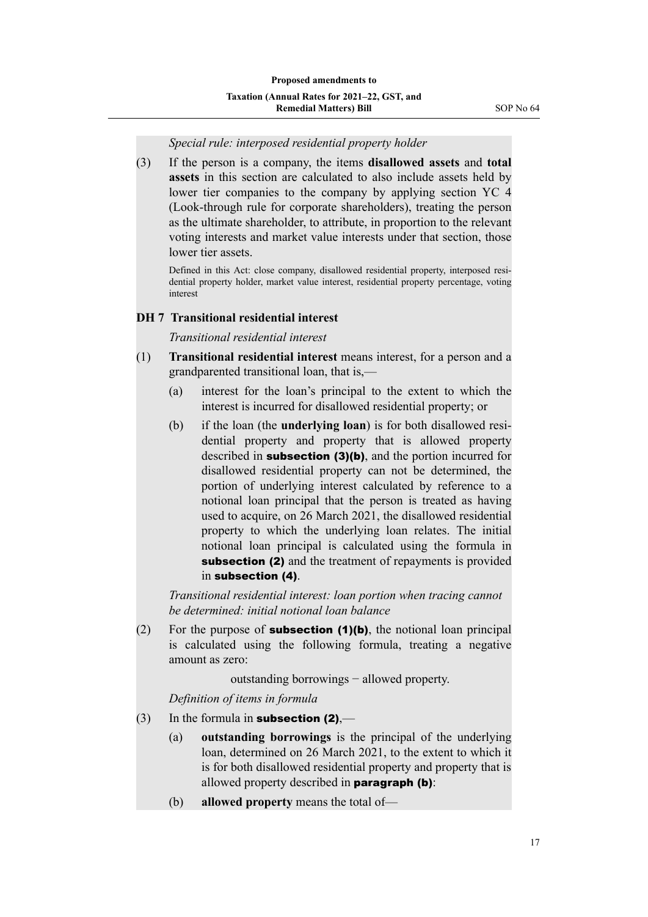*Special rule: interposed residential property holder*

(3) If the person is a company, the items **disallowed assets** and **total assets** in this section are calculated to also include assets held by lower tier companies to the company by applying section YC 4 (Look-through rule for corporate shareholders), treating the person as the ultimate shareholder, to attribute, in proportion to the relevant voting interests and market value interests under that section, those lower tier assets.

Defined in this Act: close company, disallowed residential property, interposed residential property holder, market value interest, residential property percentage, voting interest

### DH 7 Transitional residential interest

*Transitional residential interest*

(1) **Transitional residential interest** means interest, for a person and a grandparented transitional loan, that is,—

- (a) interest for the loan's principal to the extent to which the interest is incurred for disallowed residential property; or
- (b) if the loan (the **underlying loan**) is for both disallowed residential property and property that is allowed property described in **subsection (3)(b)**, and the portion incurred for disallowed residential property can not be determined, the portion of underlying interest calculated by reference to a notional loan principal that the person is treated as having used to acquire, on 26 March 2021, the disallowed residential property to which the underlying loan relates. The initial notional loan principal is calculated using the formula in **subsection (2)** and the treatment of repayments is provided in **subsection (4)**.

*Transitional residential interest: loan portion when tracing cannot be determined: initial notional loan balance*

(2) For the purpose of **subsection (1)(b)**, the notional loan principal is calculated using the following formula, treating a negative amount as zero:

outstanding borrowings − allowed property.

*Definition of items in formula*

(3) In the formula in **subsection (2)**,—

- (a) **outstanding borrowings** is the principal of the underlying loan, determined on 26 March 2021, to the extent to which it is for both disallowed residential property and property that is allowed property described in **paragraph (b)**:
- (b) **allowed property** means the total of—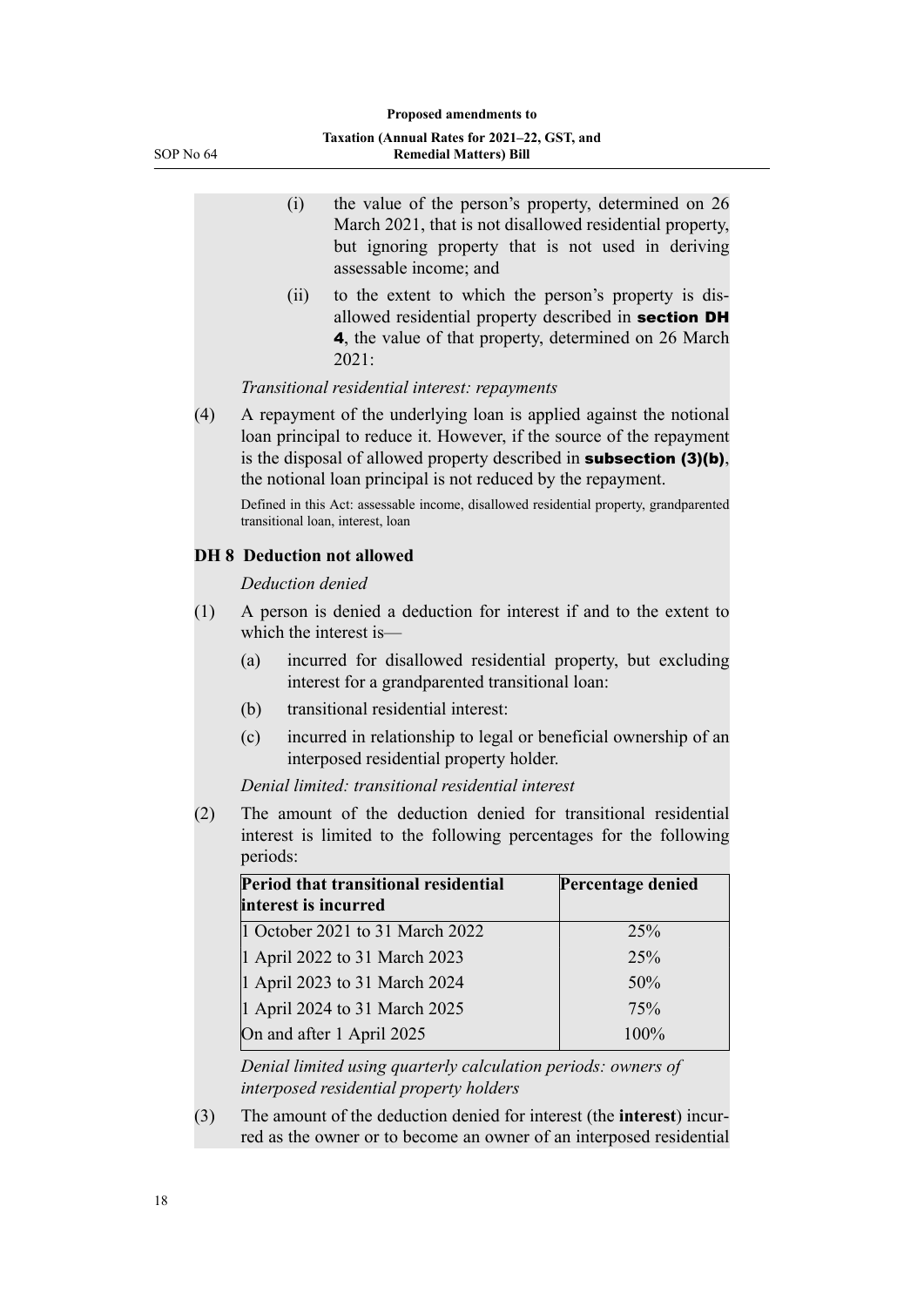(i) the value of the person's property, determined on 26 March 2021, that is not disallowed residential property, but ignoring property that is not used in deriving assessable income; and

(ii) to the extent to which the person's property is disallowed residential property described in **section DH 4**, the value of that property, determined on 26 March 2021:

*Transitional residential interest: repayments*

(4) A repayment of the underlying loan is applied against the notional loan principal to reduce it. However, if the source of the repayment is the disposal of allowed property described in **subsection (3)(b)**, the notional loan principal is not reduced by the repayment.

Defined in this Act: assessable income, disallowed residential property, grandparented transitional loan, interest, loan

### DH 8 Deduction not allowed

*Deduction denied*

(1) A person is denied a deduction for interest if and to the extent to which the interest is—

(a) incurred for disallowed residential property, but excluding interest for a grandparented transitional loan:

(b) transitional residential interest:

(c) incurred in relationship to legal or beneficial ownership of an interposed residential property holder.

*Denial limited: transitional residential interest*

(2) The amount of the deduction denied for transitional residential interest is limited to the following percentages for the following periods:

| Period that transitional residential interest is incurred | Percentage denied |
|---|---|
| 1 October 2021 to 31 March 2022 | 25% |
| 1 April 2022 to 31 March 2023 | 25% |
| 1 April 2023 to 31 March 2024 | 50% |
| 1 April 2024 to 31 March 2025 | 75% |
| On and after 1 April 2025 | 100% |

*Denial limited using quarterly calculation periods: owners of interposed residential property holders*

(3) The amount of the deduction denied for interest (the **interest**) incurred as the owner or to become an owner of an interposed residential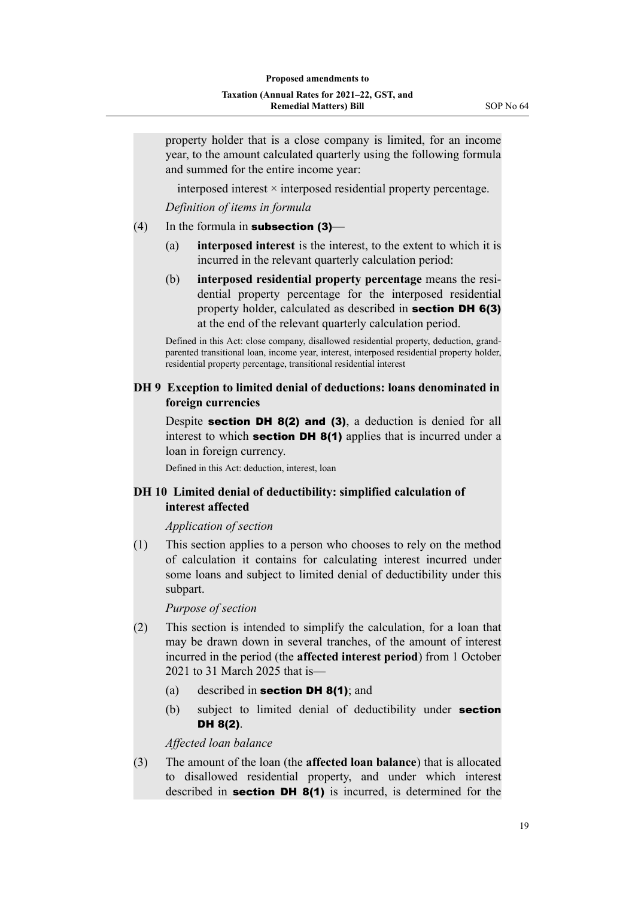property holder that is a close company is limited, for an income year, to the amount calculated quarterly using the following formula and summed for the entire income year:

interposed interest × interposed residential property percentage.

*Definition of items in formula*

(4) In the formula in **subsection (3)**—

(a) **interposed interest** is the interest, to the extent to which it is incurred in the relevant quarterly calculation period:

(b) **interposed residential property percentage** means the residential property percentage for the interposed residential property holder, calculated as described in **section DH 6(3)** at the end of the relevant quarterly calculation period.

Defined in this Act: close company, disallowed residential property, deduction, grandparented transitional loan, income year, interest, interposed residential property holder, residential property percentage, transitional residential interest

### DH 9 Exception to limited denial of deductions: loans denominated in foreign currencies

Despite **section DH 8(2) and (3)**, a deduction is denied for all interest to which **section DH 8(1)** applies that is incurred under a loan in foreign currency.

Defined in this Act: deduction, interest, loan

### DH 10 Limited denial of deductibility: simplified calculation of interest affected

*Application of section*

(1) This section applies to a person who chooses to rely on the method of calculation it contains for calculating interest incurred under some loans and subject to limited denial of deductibility under this subpart.

*Purpose of section*

(2) This section is intended to simplify the calculation, for a loan that may be drawn down in several tranches, of the amount of interest incurred in the period (the **affected interest period**) from 1 October 2021 to 31 March 2025 that is—

(a) described in **section DH 8(1)**; and

(b) subject to limited denial of deductibility under **section DH 8(2)**.

*Affected loan balance*

(3) The amount of the loan (the **affected loan balance**) that is allocated to disallowed residential property, and under which interest described in **section DH 8(1)** is incurred, is determined for the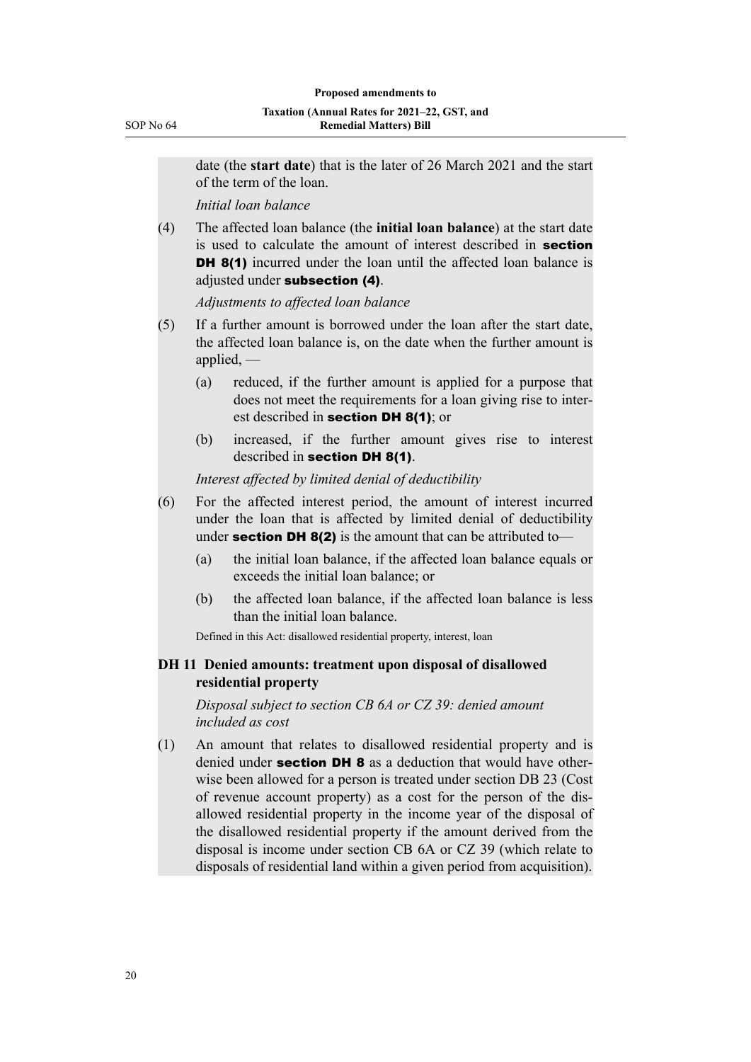date (the **start date**) that is the later of 26 March 2021 and the start of the term of the loan.

*Initial loan balance*

(4) The affected loan balance (the **initial loan balance**) at the start date is used to calculate the amount of interest described in **section DH 8(1)** incurred under the loan until the affected loan balance is adjusted under **subsection (4)**.

*Adjustments to affected loan balance*

(5) If a further amount is borrowed under the loan after the start date, the affected loan balance is, on the date when the further amount is applied, —

(a) reduced, if the further amount is applied for a purpose that does not meet the requirements for a loan giving rise to interest described in **section DH 8(1)**; or

(b) increased, if the further amount gives rise to interest described in **section DH 8(1)**.

*Interest affected by limited denial of deductibility*

(6) For the affected interest period, the amount of interest incurred under the loan that is affected by limited denial of deductibility under **section DH 8(2)** is the amount that can be attributed to—

(a) the initial loan balance, if the affected loan balance equals or exceeds the initial loan balance; or

(b) the affected loan balance, if the affected loan balance is less than the initial loan balance.

Defined in this Act: disallowed residential property, interest, loan

### DH 11 Denied amounts: treatment upon disposal of disallowed residential property

*Disposal subject to section CB 6A or CZ 39: denied amount included as cost*

(1) An amount that relates to disallowed residential property and is denied under **section DH 8** as a deduction that would have otherwise been allowed for a person is treated under section DB 23 (Cost of revenue account property) as a cost for the person of the disallowed residential property in the income year of the disposal of the disallowed residential property if the amount derived from the disposal is income under section CB 6A or CZ 39 (which relate to disposals of residential land within a given period from acquisition).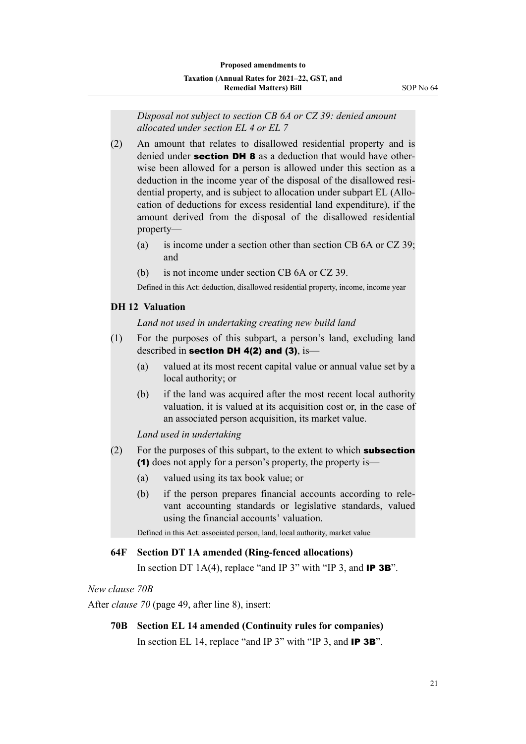*Disposal not subject to section CB 6A or CZ 39: denied amount allocated under section EL 4 or EL 7*

(2) An amount that relates to disallowed residential property and is denied under **section DH 8** as a deduction that would have otherwise been allowed for a person is allowed under this section as a deduction in the income year of the disposal of the disallowed residential property, and is subject to allocation under subpart EL (Allocation of deductions for excess residential land expenditure), if the amount derived from the disposal of the disallowed residential property—

(a) is income under a section other than section CB 6A or CZ 39; and

(b) is not income under section CB 6A or CZ 39.

Defined in this Act: deduction, disallowed residential property, income, income year

**DH 12 Valuation**

*Land not used in undertaking creating new build land*

(1) For the purposes of this subpart, a person's land, excluding land described in **section DH 4(2) and (3)**, is—

(a) valued at its most recent capital value or annual value set by a local authority; or

(b) if the land was acquired after the most recent local authority valuation, it is valued at its acquisition cost or, in the case of an associated person acquisition, its market value.

*Land used in undertaking*

(2) For the purposes of this subpart, to the extent to which **subsection (1)** does not apply for a person's property, the property is—

(a) valued using its tax book value; or

(b) if the person prepares financial accounts according to relevant accounting standards or legislative standards, valued using the financial accounts' valuation.

Defined in this Act: associated person, land, local authority, market value

**64F Section DT 1A amended (Ring-fenced allocations)**

In section DT 1A(4), replace "and IP 3" with "IP 3, and **IP 3B**".

*New clause 70B*

After *clause 70* (page 49, after line 8), insert:

**70B Section EL 14 amended (Continuity rules for companies)**

In section EL 14, replace "and IP 3" with "IP 3, and **IP 3B**".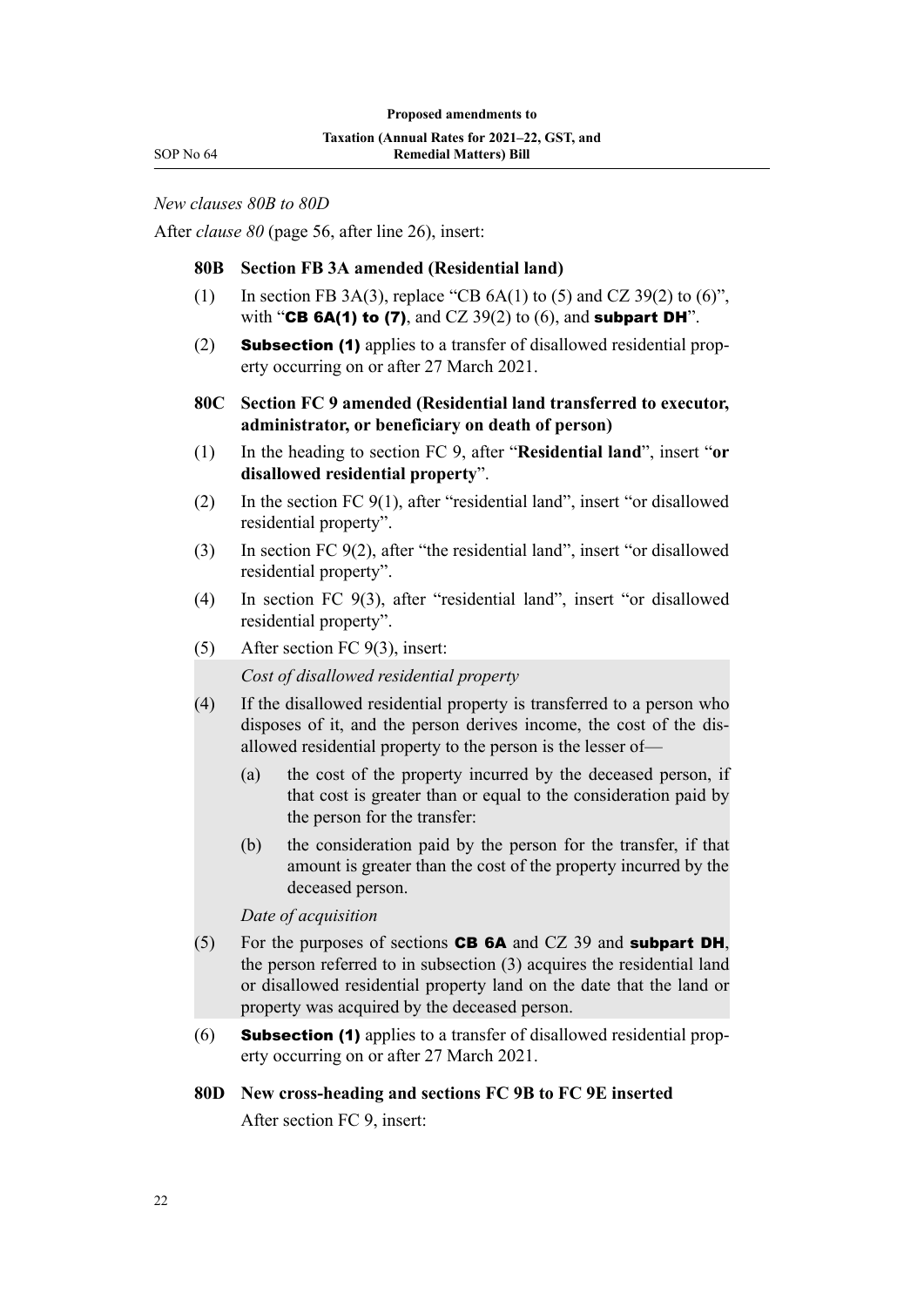*New clauses 80B to 80D*

After *clause 80* (page 56, after line 26), insert:

**80B Section FB 3A amended (Residential land)**

(1) In section FB 3A(3), replace "CB 6A(1) to (5) and CZ 39(2) to (6)", with "**CB 6A(1) to (7)**, and CZ 39(2) to (6), and **subpart DH**".

(2) **Subsection (1)** applies to a transfer of disallowed residential property occurring on or after 27 March 2021.

**80C Section FC 9 amended (Residential land transferred to executor, administrator, or beneficiary on death of person)**

(1) In the heading to section FC 9, after "**Residential land**", insert "**or disallowed residential property**".

(2) In the section FC 9(1), after "residential land", insert "or disallowed residential property".

(3) In section FC 9(2), after "the residential land", insert "or disallowed residential property".

(4) In section FC 9(3), after "residential land", insert "or disallowed residential property".

(5) After section FC 9(3), insert:

*Cost of disallowed residential property*

(4) If the disallowed residential property is transferred to a person who disposes of it, and the person derives income, the cost of the disallowed residential property to the person is the lesser of—

(a) the cost of the property incurred by the deceased person, if that cost is greater than or equal to the consideration paid by the person for the transfer:

(b) the consideration paid by the person for the transfer, if that amount is greater than the cost of the property incurred by the deceased person.

*Date of acquisition*

(5) For the purposes of sections **CB 6A** and CZ 39 and **subpart DH**, the person referred to in subsection (3) acquires the residential land or disallowed residential property land on the date that the land or property was acquired by the deceased person.

(6) **Subsection (1)** applies to a transfer of disallowed residential property occurring on or after 27 March 2021.

**80D New cross-heading and sections FC 9B to FC 9E inserted**

After section FC 9, insert: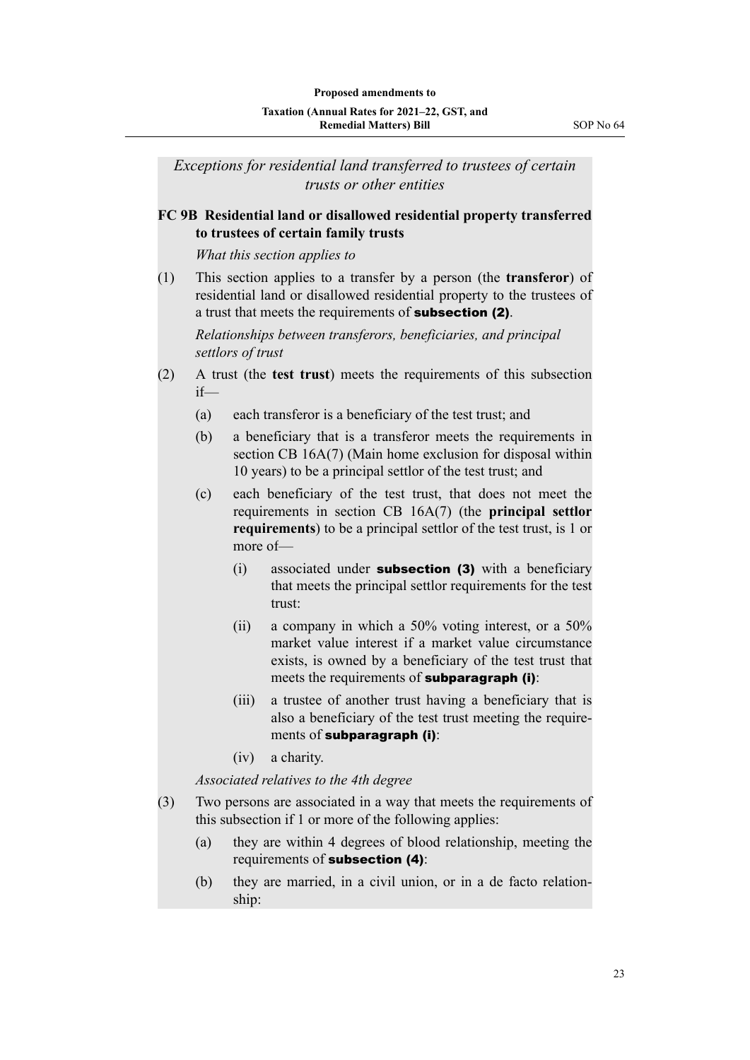*Exceptions for residential land transferred to trustees of certain trusts or other entities*

**FC 9B Residential land or disallowed residential property transferred to trustees of certain family trusts**

*What this section applies to*

(1) This section applies to a transfer by a person (the **transferor**) of residential land or disallowed residential property to the trustees of a trust that meets the requirements of **subsection (2)**.

*Relationships between transferors, beneficiaries, and principal settlors of trust*

(2) A trust (the **test trust**) meets the requirements of this subsection if—

- (a) each transferor is a beneficiary of the test trust; and
- (b) a beneficiary that is a transferor meets the requirements in section CB 16A(7) (Main home exclusion for disposal within 10 years) to be a principal settlor of the test trust; and
- (c) each beneficiary of the test trust, that does not meet the requirements in section CB 16A(7) (the **principal settlor requirements**) to be a principal settlor of the test trust, is 1 or more of—
  - (i) associated under **subsection (3)** with a beneficiary that meets the principal settlor requirements for the test trust:
  - (ii) a company in which a 50% voting interest, or a 50% market value interest if a market value circumstance exists, is owned by a beneficiary of the test trust that meets the requirements of **subparagraph (i)**:
  - (iii) a trustee of another trust having a beneficiary that is also a beneficiary of the test trust meeting the requirements of **subparagraph (i)**:
  - (iv) a charity.

*Associated relatives to the 4th degree*

(3) Two persons are associated in a way that meets the requirements of this subsection if 1 or more of the following applies:

- (a) they are within 4 degrees of blood relationship, meeting the requirements of **subsection (4)**:
- (b) they are married, in a civil union, or in a de facto relationship: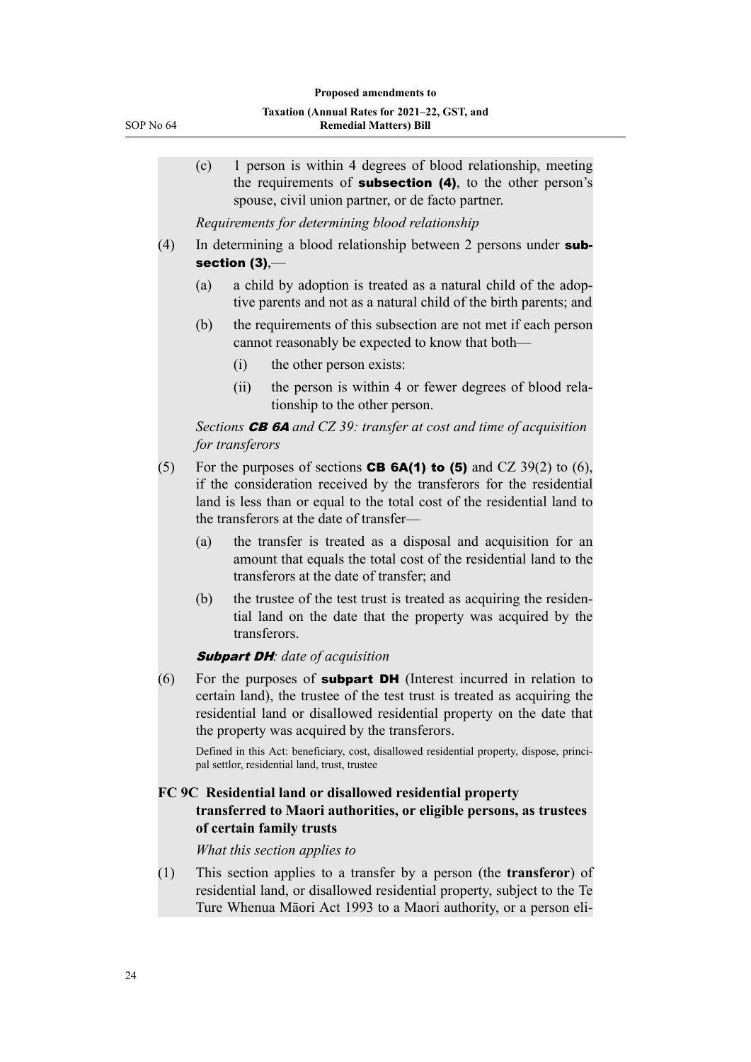(c) 1 person is within 4 degrees of blood relationship, meeting the requirements of **subsection (4)**, to the other person's spouse, civil union partner, or de facto partner.

*Requirements for determining blood relationship*

(4) In determining a blood relationship between 2 persons under **subsection (3)**,—

(a) a child by adoption is treated as a natural child of the adoptive parents and not as a natural child of the birth parents; and

(b) the requirements of this subsection are not met if each person cannot reasonably be expected to know that both—

(i) the other person exists:

(ii) the person is within 4 or fewer degrees of blood relationship to the other person.

*Sections **CB 6A** and CZ 39: transfer at cost and time of acquisition for transferors*

(5) For the purposes of sections **CB 6A(1) to (5)** and CZ 39(2) to (6), if the consideration received by the transferors for the residential land is less than or equal to the total cost of the residential land to the transferors at the date of transfer—

(a) the transfer is treated as a disposal and acquisition for an amount that equals the total cost of the residential land to the transferors at the date of transfer; and

(b) the trustee of the test trust is treated as acquiring the residential land on the date that the property was acquired by the transferors.

***Subpart DH**: date of acquisition*

(6) For the purposes of **subpart DH** (Interest incurred in relation to certain land), the trustee of the test trust is treated as acquiring the residential land or disallowed residential property on the date that the property was acquired by the transferors.

Defined in this Act: beneficiary, cost, disallowed residential property, dispose, principal settlor, residential land, trust, trustee

### FC 9C Residential land or disallowed residential property transferred to Maori authorities, or eligible persons, as trustees of certain family trusts

*What this section applies to*

(1) This section applies to a transfer by a person (the **transferor**) of residential land, or disallowed residential property, subject to the Te Ture Whenua Māori Act 1993 to a Maori authority, or a person eli-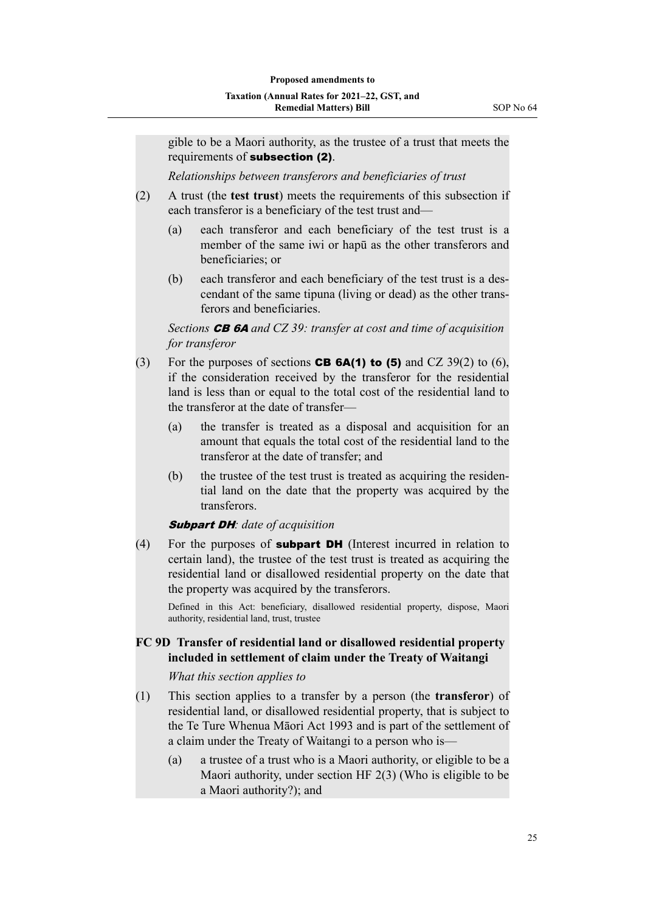gible to be a Maori authority, as the trustee of a trust that meets the requirements of **subsection (2)**.

*Relationships between transferors and beneficiaries of trust*

(2) A trust (the **test trust**) meets the requirements of this subsection if each transferor is a beneficiary of the test trust and—

(a) each transferor and each beneficiary of the test trust is a member of the same iwi or hapū as the other transferors and beneficiaries; or

(b) each transferor and each beneficiary of the test trust is a descendant of the same tipuna (living or dead) as the other transferors and beneficiaries.

*Sections **CB 6A** and CZ 39: transfer at cost and time of acquisition for transferor*

(3) For the purposes of sections **CB 6A(1) to (5)** and CZ 39(2) to (6), if the consideration received by the transferor for the residential land is less than or equal to the total cost of the residential land to the transferor at the date of transfer—

(a) the transfer is treated as a disposal and acquisition for an amount that equals the total cost of the residential land to the transferor at the date of transfer; and

(b) the trustee of the test trust is treated as acquiring the residential land on the date that the property was acquired by the transferors.

***Subpart DH**: date of acquisition*

(4) For the purposes of **subpart DH** (Interest incurred in relation to certain land), the trustee of the test trust is treated as acquiring the residential land or disallowed residential property on the date that the property was acquired by the transferors.

Defined in this Act: beneficiary, disallowed residential property, dispose, Maori authority, residential land, trust, trustee

### FC 9D Transfer of residential land or disallowed residential property included in settlement of claim under the Treaty of Waitangi

*What this section applies to*

(1) This section applies to a transfer by a person (the **transferor**) of residential land, or disallowed residential property, that is subject to the Te Ture Whenua Māori Act 1993 and is part of the settlement of a claim under the Treaty of Waitangi to a person who is—

(a) a trustee of a trust who is a Maori authority, or eligible to be a Maori authority, under section HF 2(3) (Who is eligible to be a Maori authority?); and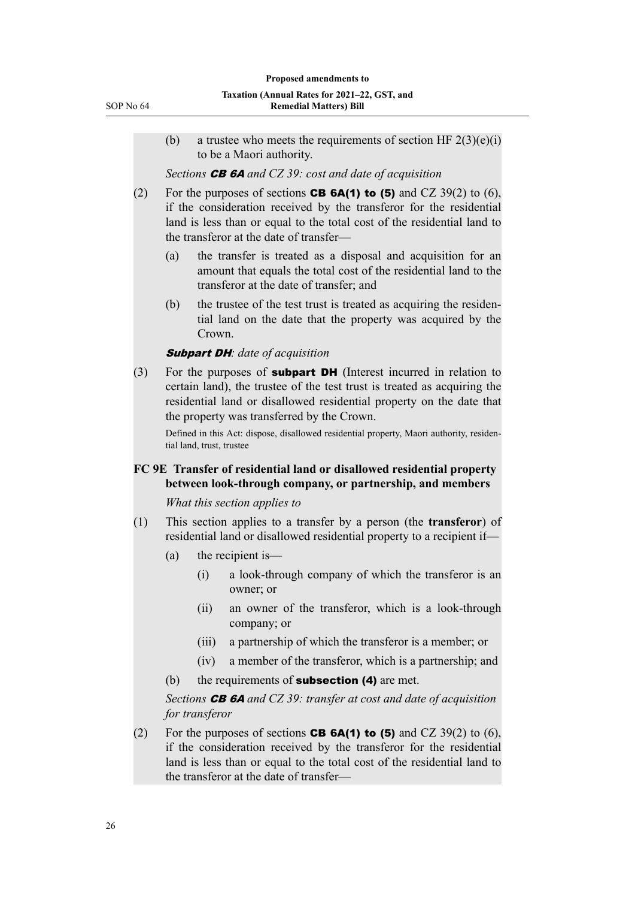(b) a trustee who meets the requirements of section HF 2(3)(e)(i) to be a Maori authority.

*Sections **CB 6A** and CZ 39: cost and date of acquisition*

(2) For the purposes of sections **CB 6A(1) to (5)** and CZ 39(2) to (6), if the consideration received by the transferor for the residential land is less than or equal to the total cost of the residential land to the transferor at the date of transfer—

(a) the transfer is treated as a disposal and acquisition for an amount that equals the total cost of the residential land to the transferor at the date of transfer; and

(b) the trustee of the test trust is treated as acquiring the residential land on the date that the property was acquired by the Crown.

***Subpart DH**: date of acquisition*

(3) For the purposes of **subpart DH** (Interest incurred in relation to certain land), the trustee of the test trust is treated as acquiring the residential land or disallowed residential property on the date that the property was transferred by the Crown.

Defined in this Act: dispose, disallowed residential property, Maori authority, residential land, trust, trustee

### FC 9E Transfer of residential land or disallowed residential property between look-through company, or partnership, and members

*What this section applies to*

(1) This section applies to a transfer by a person (the **transferor**) of residential land or disallowed residential property to a recipient if—

(a) the recipient is—

(i) a look-through company of which the transferor is an owner; or

(ii) an owner of the transferor, which is a look-through company; or

(iii) a partnership of which the transferor is a member; or

(iv) a member of the transferor, which is a partnership; and

(b) the requirements of **subsection (4)** are met.

*Sections **CB 6A** and CZ 39: transfer at cost and date of acquisition for transferor*

(2) For the purposes of sections **CB 6A(1) to (5)** and CZ 39(2) to (6), if the consideration received by the transferor for the residential land is less than or equal to the total cost of the residential land to the transferor at the date of transfer—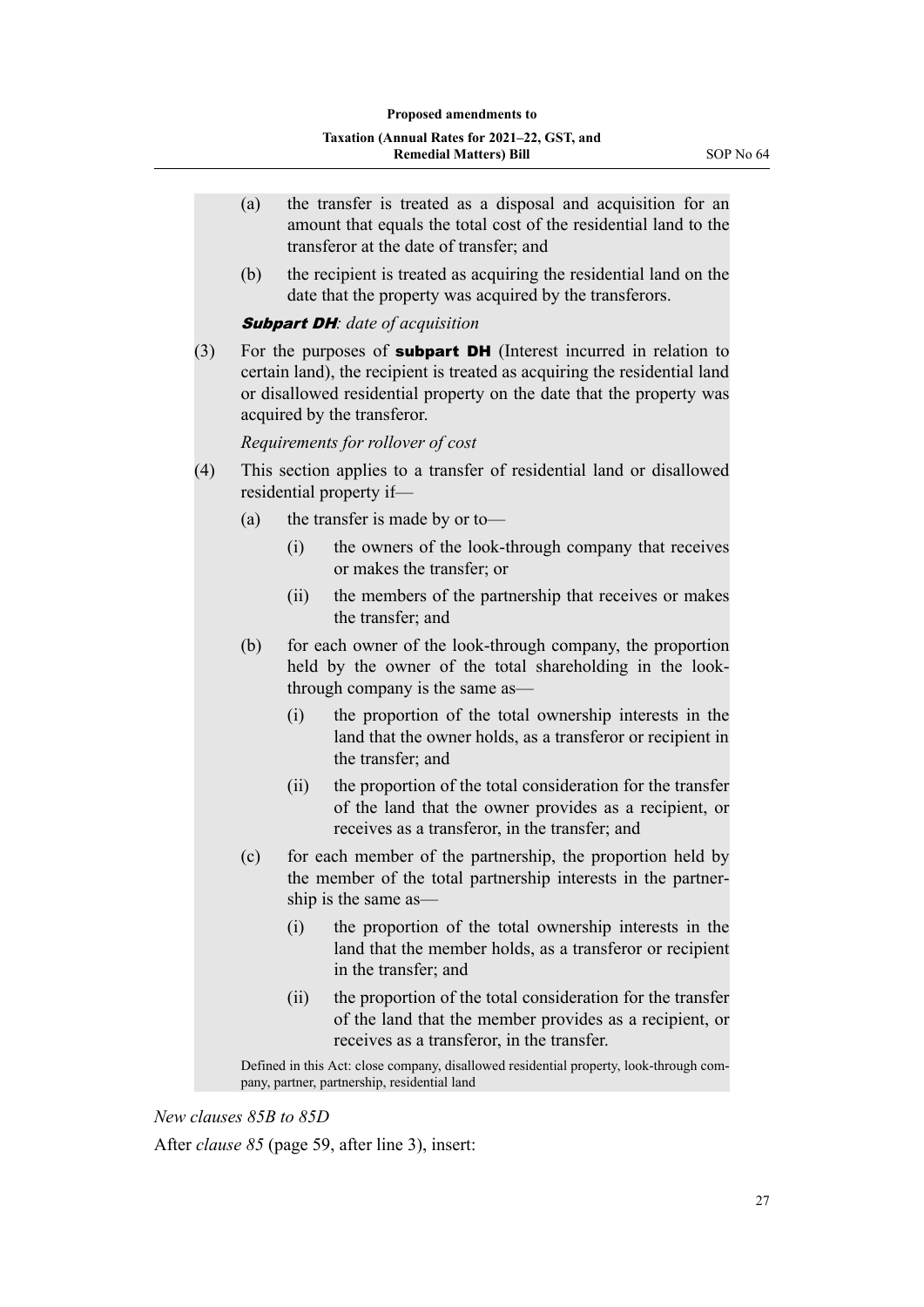(a) the transfer is treated as a disposal and acquisition for an amount that equals the total cost of the residential land to the transferor at the date of transfer; and

(b) the recipient is treated as acquiring the residential land on the date that the property was acquired by the transferors.

***Subpart DH**: date of acquisition*

(3) For the purposes of **subpart DH** (Interest incurred in relation to certain land), the recipient is treated as acquiring the residential land or disallowed residential property on the date that the property was acquired by the transferor.

*Requirements for rollover of cost*

(4) This section applies to a transfer of residential land or disallowed residential property if—

(a) the transfer is made by or to—

(i) the owners of the look-through company that receives or makes the transfer; or

(ii) the members of the partnership that receives or makes the transfer; and

(b) for each owner of the look-through company, the proportion held by the owner of the total shareholding in the look-through company is the same as—

(i) the proportion of the total ownership interests in the land that the owner holds, as a transferor or recipient in the transfer; and

(ii) the proportion of the total consideration for the transfer of the land that the owner provides as a recipient, or receives as a transferor, in the transfer; and

(c) for each member of the partnership, the proportion held by the member of the total partnership interests in the partnership is the same as—

(i) the proportion of the total ownership interests in the land that the member holds, as a transferor or recipient in the transfer; and

(ii) the proportion of the total consideration for the transfer of the land that the member provides as a recipient, or receives as a transferor, in the transfer.

Defined in this Act: close company, disallowed residential property, look-through company, partner, partnership, residential land

*New clauses 85B to 85D*

After *clause 85* (page 59, after line 3), insert: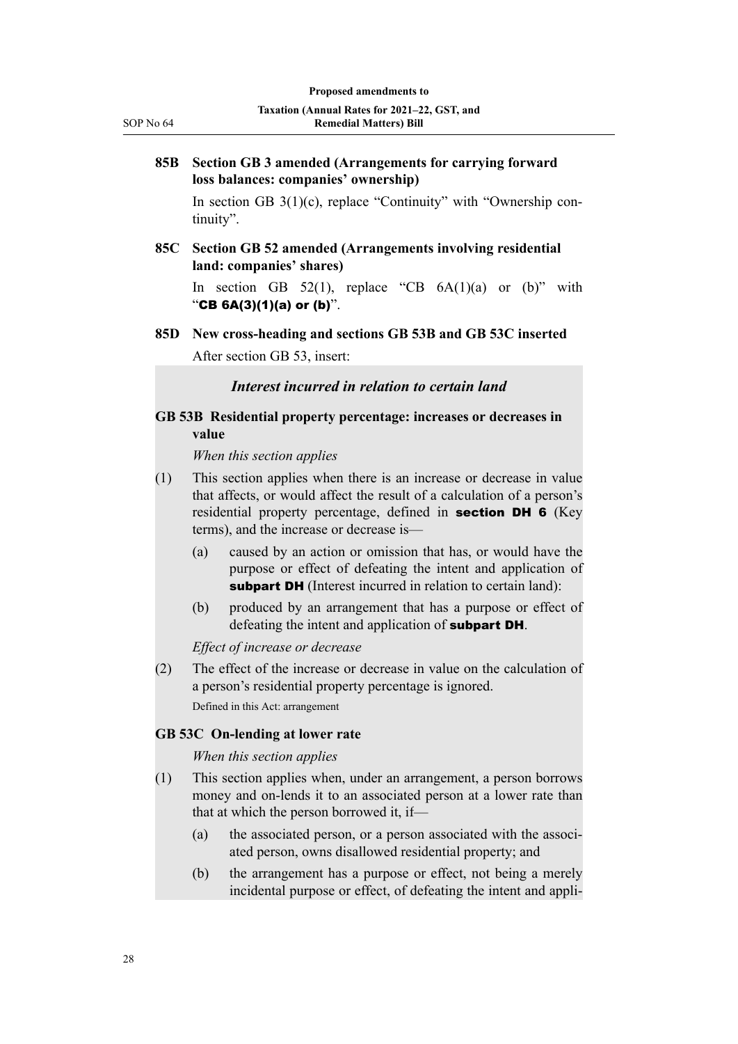### 85B Section GB 3 amended (Arrangements for carrying forward loss balances: companies' ownership)

In section GB 3(1)(c), replace "Continuity" with "Ownership continuity".

### 85C Section GB 52 amended (Arrangements involving residential land: companies' shares)

In section GB 52(1), replace "CB 6A(1)(a) or (b)" with "**CB 6A(3)(1)(a) or (b)**".

### 85D New cross-heading and sections GB 53B and GB 53C inserted

After section GB 53, insert:

*Interest incurred in relation to certain land*

**GB 53B Residential property percentage: increases or decreases in value**

*When this section applies*

(1) This section applies when there is an increase or decrease in value that affects, or would affect the result of a calculation of a person's residential property percentage, defined in **section DH 6** (Key terms), and the increase or decrease is—

- (a) caused by an action or omission that has, or would have the purpose or effect of defeating the intent and application of **subpart DH** (Interest incurred in relation to certain land):
- (b) produced by an arrangement that has a purpose or effect of defeating the intent and application of **subpart DH**.

*Effect of increase or decrease*

(2) The effect of the increase or decrease in value on the calculation of a person's residential property percentage is ignored.

Defined in this Act: arrangement

**GB 53C On-lending at lower rate**

*When this section applies*

(1) This section applies when, under an arrangement, a person borrows money and on-lends it to an associated person at a lower rate than that at which the person borrowed it, if—

- (a) the associated person, or a person associated with the associated person, owns disallowed residential property; and
- (b) the arrangement has a purpose or effect, not being a merely incidental purpose or effect, of defeating the intent and appli-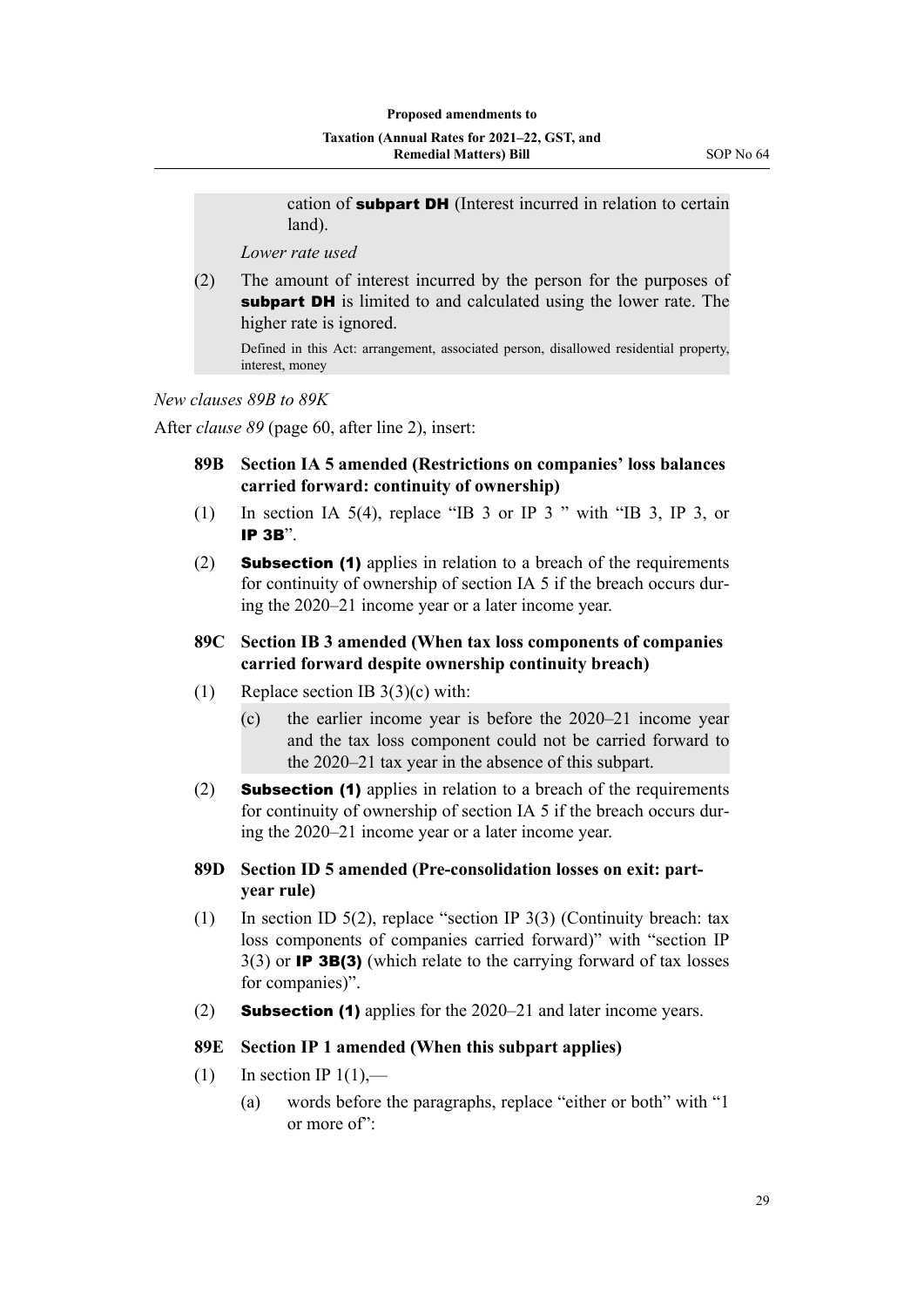cation of **subpart DH** (Interest incurred in relation to certain land).

*Lower rate used*

(2) The amount of interest incurred by the person for the purposes of **subpart DH** is limited to and calculated using the lower rate. The higher rate is ignored.

Defined in this Act: arrangement, associated person, disallowed residential property, interest, money

*New clauses 89B to 89K*

After *clause 89* (page 60, after line 2), insert:

**89B Section IA 5 amended (Restrictions on companies' loss balances carried forward: continuity of ownership)**

(1) In section IA 5(4), replace "IB 3 or IP 3 " with "IB 3, IP 3, or **IP 3B**".

(2) **Subsection (1)** applies in relation to a breach of the requirements for continuity of ownership of section IA 5 if the breach occurs during the 2020–21 income year or a later income year.

**89C Section IB 3 amended (When tax loss components of companies carried forward despite ownership continuity breach)**

(1) Replace section IB 3(3)(c) with:

(c) the earlier income year is before the 2020–21 income year and the tax loss component could not be carried forward to the 2020–21 tax year in the absence of this subpart.

(2) **Subsection (1)** applies in relation to a breach of the requirements for continuity of ownership of section IA 5 if the breach occurs during the 2020–21 income year or a later income year.

**89D Section ID 5 amended (Pre-consolidation losses on exit: part-year rule)**

(1) In section ID 5(2), replace "section IP 3(3) (Continuity breach: tax loss components of companies carried forward)" with "section IP 3(3) or **IP 3B(3)** (which relate to the carrying forward of tax losses for companies)".

(2) **Subsection (1)** applies for the 2020–21 and later income years.

**89E Section IP 1 amended (When this subpart applies)**

(1) In section IP 1(1),—

(a) words before the paragraphs, replace "either or both" with "1 or more of":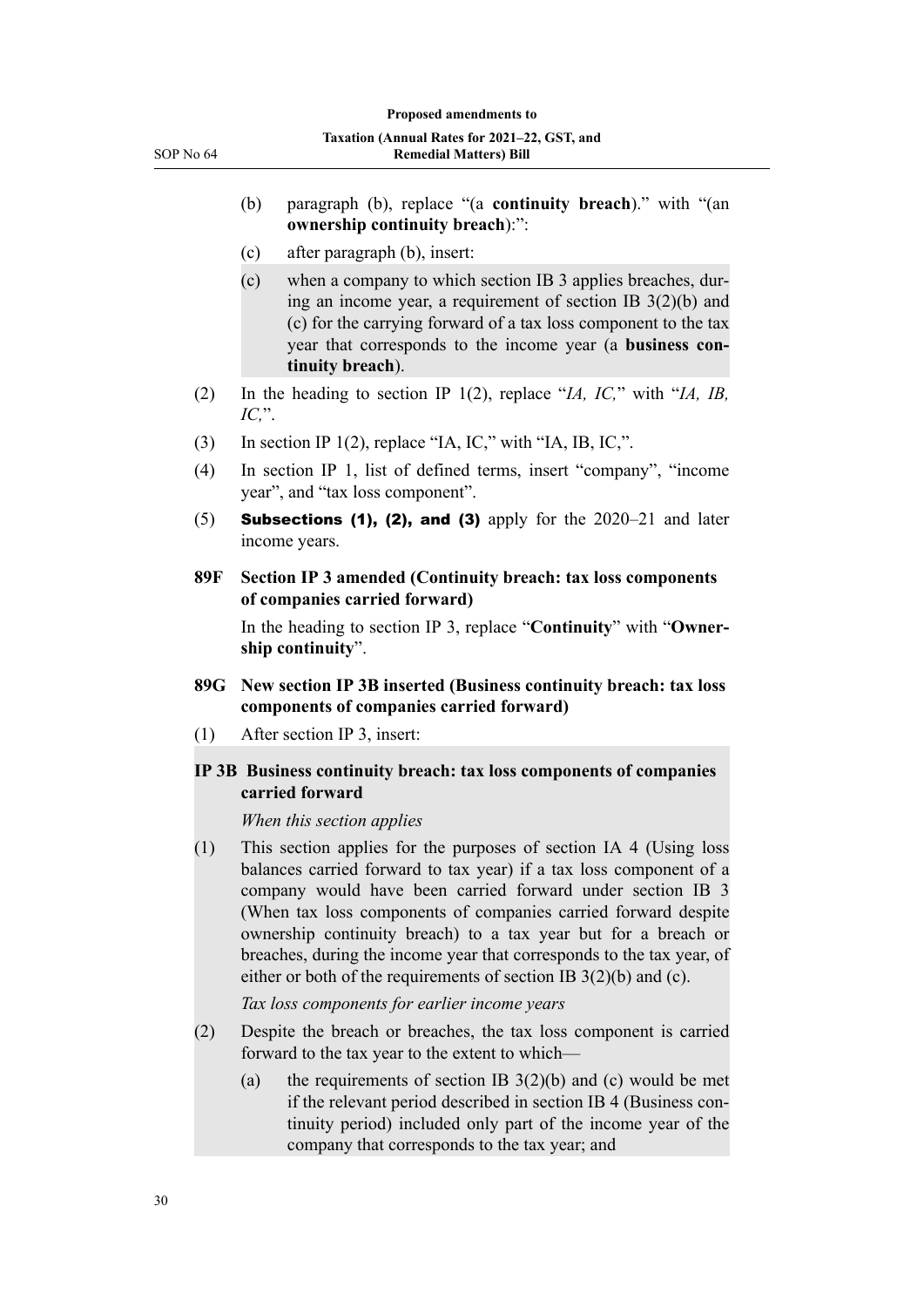(b) paragraph (b), replace "(a **continuity breach**)." with "(an **ownership continuity breach**):":

(c) after paragraph (b), insert:

> (c) when a company to which section IB 3 applies breaches, during an income year, a requirement of section IB 3(2)(b) and (c) for the carrying forward of a tax loss component to the tax year that corresponds to the income year (a **business continuity breach**).

(2) In the heading to section IP 1(2), replace "*IA, IC,*" with "*IA, IB, IC,*".

(3) In section IP 1(2), replace "IA, IC," with "IA, IB, IC,".

(4) In section IP 1, list of defined terms, insert "company", "income year", and "tax loss component".

(5) **Subsections (1), (2), and (3)** apply for the 2020–21 and later income years.

**89F Section IP 3 amended (Continuity breach: tax loss components of companies carried forward)**

In the heading to section IP 3, replace "**Continuity**" with "**Ownership continuity**".

**89G New section IP 3B inserted (Business continuity breach: tax loss components of companies carried forward)**

(1) After section IP 3, insert:

> **IP 3B Business continuity breach: tax loss components of companies carried forward**
>
> *When this section applies*
>
> (1) This section applies for the purposes of section IA 4 (Using loss balances carried forward to tax year) if a tax loss component of a company would have been carried forward under section IB 3 (When tax loss components of companies carried forward despite ownership continuity breach) to a tax year but for a breach or breaches, during the income year that corresponds to the tax year, of either or both of the requirements of section IB 3(2)(b) and (c).
>
> *Tax loss components for earlier income years*
>
> (2) Despite the breach or breaches, the tax loss component is carried forward to the tax year to the extent to which—
>
> (a) the requirements of section IB 3(2)(b) and (c) would be met if the relevant period described in section IB 4 (Business continuity period) included only part of the income year of the company that corresponds to the tax year; and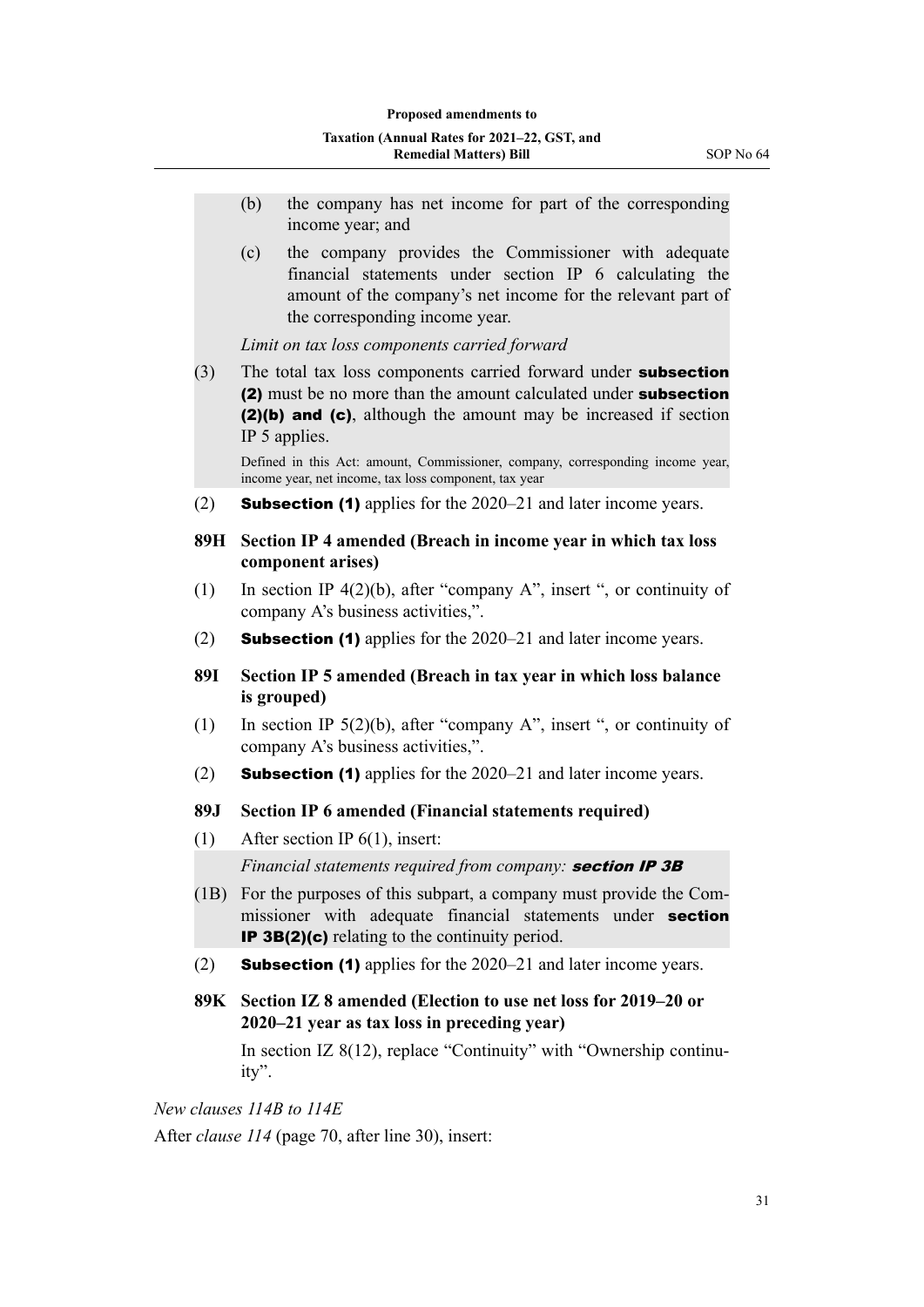(b) the company has net income for part of the corresponding income year; and

(c) the company provides the Commissioner with adequate financial statements under section IP 6 calculating the amount of the company's net income for the relevant part of the corresponding income year.

*Limit on tax loss components carried forward*

(3) The total tax loss components carried forward under **subsection (2)** must be no more than the amount calculated under **subsection (2)(b) and (c)**, although the amount may be increased if section IP 5 applies.

Defined in this Act: amount, Commissioner, company, corresponding income year, income year, net income, tax loss component, tax year

(2) **Subsection (1)** applies for the 2020–21 and later income years.

**89H Section IP 4 amended (Breach in income year in which tax loss component arises)**

(1) In section IP 4(2)(b), after "company A", insert ", or continuity of company A's business activities,".

(2) **Subsection (1)** applies for the 2020–21 and later income years.

**89I Section IP 5 amended (Breach in tax year in which loss balance is grouped)**

(1) In section IP 5(2)(b), after "company A", insert ", or continuity of company A's business activities,".

(2) **Subsection (1)** applies for the 2020–21 and later income years.

**89J Section IP 6 amended (Financial statements required)**

(1) After section IP 6(1), insert:

*Financial statements required from company:* ***section IP 3B***

(1B) For the purposes of this subpart, a company must provide the Commissioner with adequate financial statements under **section IP 3B(2)(c)** relating to the continuity period.

(2) **Subsection (1)** applies for the 2020–21 and later income years.

**89K Section IZ 8 amended (Election to use net loss for 2019–20 or 2020–21 year as tax loss in preceding year)**

In section IZ 8(12), replace "Continuity" with "Ownership continuity".

*New clauses 114B to 114E*

After *clause 114* (page 70, after line 30), insert: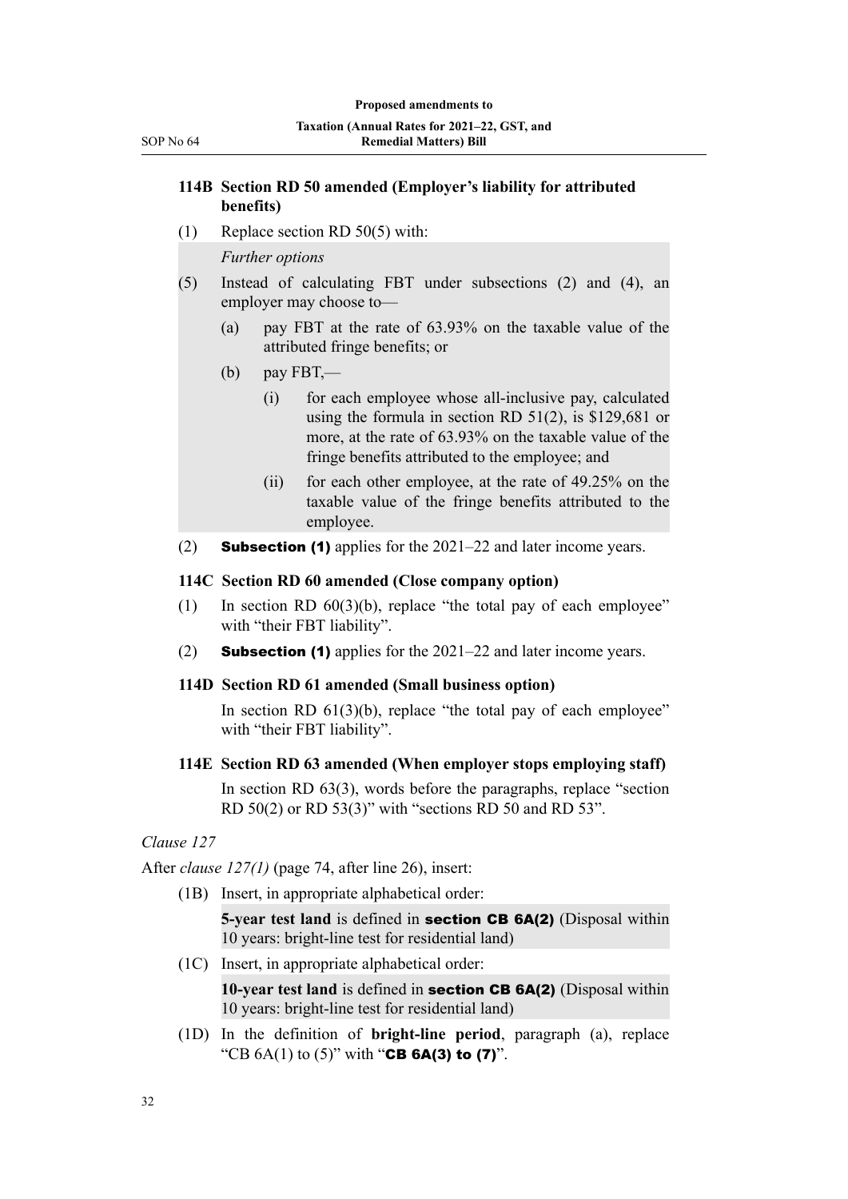### 114B Section RD 50 amended (Employer's liability for attributed benefits)

(1) Replace section RD 50(5) with:

*Further options*

(5) Instead of calculating FBT under subsections (2) and (4), an employer may choose to—

(a) pay FBT at the rate of 63.93% on the taxable value of the attributed fringe benefits; or

(b) pay FBT,—

(i) for each employee whose all-inclusive pay, calculated using the formula in section RD 51(2), is $129,681 or more, at the rate of 63.93% on the taxable value of the fringe benefits attributed to the employee; and

(ii) for each other employee, at the rate of 49.25% on the taxable value of the fringe benefits attributed to the employee.

(2) **Subsection (1)** applies for the 2021–22 and later income years.

### 114C Section RD 60 amended (Close company option)

(1) In section RD 60(3)(b), replace "the total pay of each employee" with "their FBT liability".

(2) **Subsection (1)** applies for the 2021–22 and later income years.

### 114D Section RD 61 amended (Small business option)

In section RD 61(3)(b), replace "the total pay of each employee" with "their FBT liability".

### 114E Section RD 63 amended (When employer stops employing staff)

In section RD 63(3), words before the paragraphs, replace "section RD 50(2) or RD 53(3)" with "sections RD 50 and RD 53".

*Clause 127*

After *clause 127(1)* (page 74, after line 26), insert:

(1B) Insert, in appropriate alphabetical order:

**5-year test land** is defined in **section CB 6A(2)** (Disposal within 10 years: bright-line test for residential land)

(1C) Insert, in appropriate alphabetical order:

**10-year test land** is defined in **section CB 6A(2)** (Disposal within 10 years: bright-line test for residential land)

(1D) In the definition of **bright-line period**, paragraph (a), replace "CB 6A(1) to (5)" with "**CB 6A(3) to (7)**".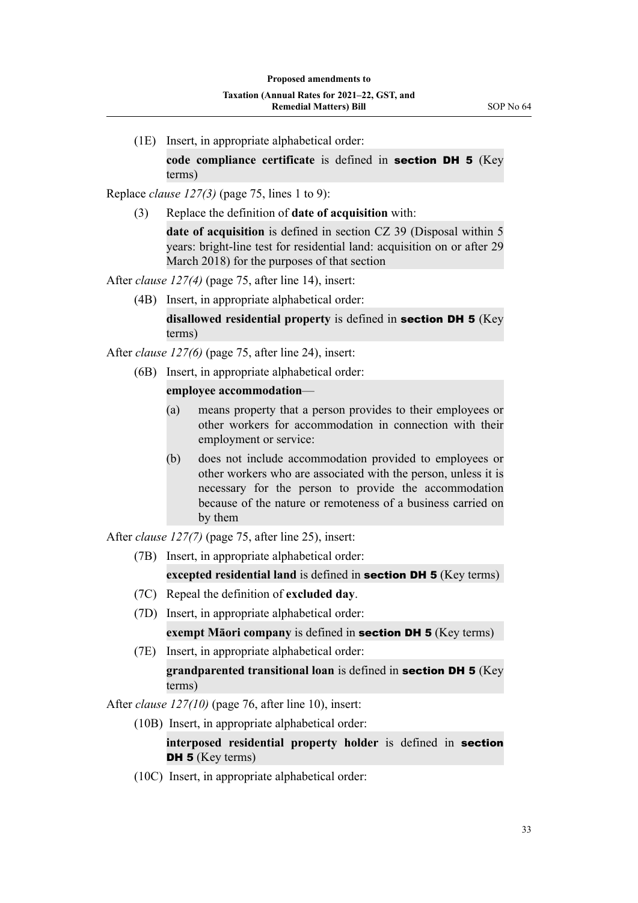(1E) Insert, in appropriate alphabetical order:

> **code compliance certificate** is defined in **section DH 5** (Key terms)

Replace *clause 127(3)* (page 75, lines 1 to 9):

(3) Replace the definition of **date of acquisition** with:

> **date of acquisition** is defined in section CZ 39 (Disposal within 5 years: bright-line test for residential land: acquisition on or after 29 March 2018) for the purposes of that section

After *clause 127(4)* (page 75, after line 14), insert:

(4B) Insert, in appropriate alphabetical order:

> **disallowed residential property** is defined in **section DH 5** (Key terms)

After *clause 127(6)* (page 75, after line 24), insert:

(6B) Insert, in appropriate alphabetical order:

> **employee accommodation**—
>
> (a) means property that a person provides to their employees or other workers for accommodation in connection with their employment or service:
>
> (b) does not include accommodation provided to employees or other workers who are associated with the person, unless it is necessary for the person to provide the accommodation because of the nature or remoteness of a business carried on by them

After *clause 127(7)* (page 75, after line 25), insert:

(7B) Insert, in appropriate alphabetical order:

> **excepted residential land** is defined in **section DH 5** (Key terms)

(7C) Repeal the definition of **excluded day**.

(7D) Insert, in appropriate alphabetical order:

> **exempt Māori company** is defined in **section DH 5** (Key terms)

(7E) Insert, in appropriate alphabetical order:

> **grandparented transitional loan** is defined in **section DH 5** (Key terms)

After *clause 127(10)* (page 76, after line 10), insert:

(10B) Insert, in appropriate alphabetical order:

> **interposed residential property holder** is defined in **section DH 5** (Key terms)

(10C) Insert, in appropriate alphabetical order: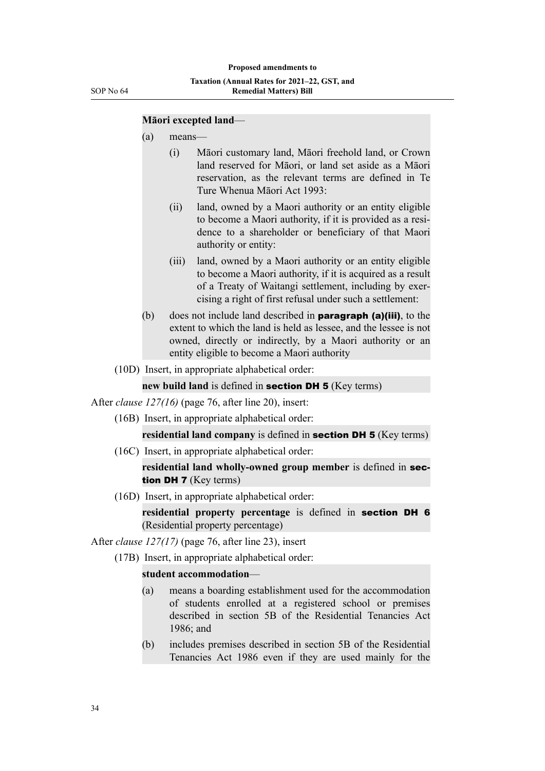**Māori excepted land**—

(a) means—

  (i) Māori customary land, Māori freehold land, or Crown land reserved for Māori, or land set aside as a Māori reservation, as the relevant terms are defined in Te Ture Whenua Māori Act 1993:

  (ii) land, owned by a Maori authority or an entity eligible to become a Maori authority, if it is provided as a residence to a shareholder or beneficiary of that Maori authority or entity:

  (iii) land, owned by a Maori authority or an entity eligible to become a Maori authority, if it is acquired as a result of a Treaty of Waitangi settlement, including by exercising a right of first refusal under such a settlement:

(b) does not include land described in **paragraph (a)(iii)**, to the extent to which the land is held as lessee, and the lessee is not owned, directly or indirectly, by a Maori authority or an entity eligible to become a Maori authority

(10D) Insert, in appropriate alphabetical order:

**new build land** is defined in **section DH 5** (Key terms)

After *clause 127(16)* (page 76, after line 20), insert:

(16B) Insert, in appropriate alphabetical order:

**residential land company** is defined in **section DH 5** (Key terms)

(16C) Insert, in appropriate alphabetical order:

**residential land wholly-owned group member** is defined in **section DH 7** (Key terms)

(16D) Insert, in appropriate alphabetical order:

**residential property percentage** is defined in **section DH 6** (Residential property percentage)

After *clause 127(17)* (page 76, after line 23), insert

(17B) Insert, in appropriate alphabetical order:

**student accommodation**—

(a) means a boarding establishment used for the accommodation of students enrolled at a registered school or premises described in section 5B of the Residential Tenancies Act 1986; and

(b) includes premises described in section 5B of the Residential Tenancies Act 1986 even if they are used mainly for the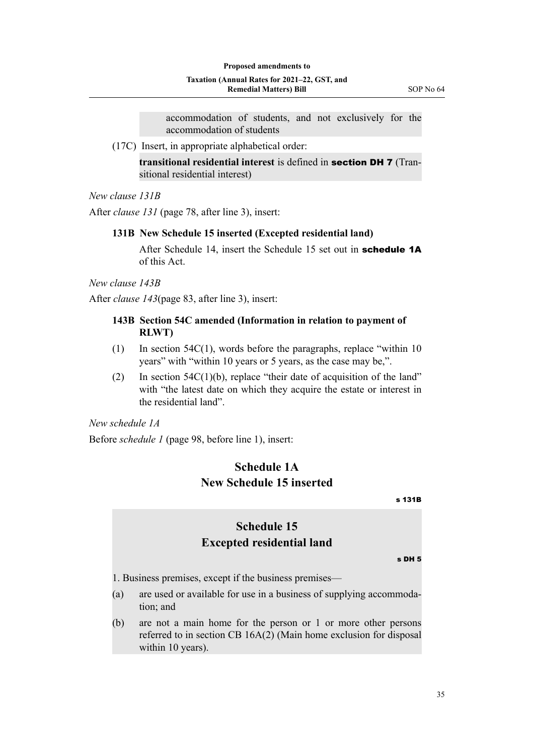accommodation of students, and not exclusively for the accommodation of students

(17C) Insert, in appropriate alphabetical order:

**transitional residential interest** is defined in **section DH 7** (Transitional residential interest)

*New clause 131B*

After *clause 131* (page 78, after line 3), insert:

**131B New Schedule 15 inserted (Excepted residential land)**

After Schedule 14, insert the Schedule 15 set out in **schedule 1A** of this Act.

*New clause 143B*

After *clause 143*(page 83, after line 3), insert:

**143B Section 54C amended (Information in relation to payment of RLWT)**

(1) In section 54C(1), words before the paragraphs, replace "within 10 years" with "within 10 years or 5 years, as the case may be,".

(2) In section 54C(1)(b), replace "their date of acquisition of the land" with "the latest date on which they acquire the estate or interest in the residential land".

*New schedule 1A*

Before *schedule 1* (page 98, before line 1), insert:

## Schedule 1A
## New Schedule 15 inserted

s 131B

## Schedule 15
## Excepted residential land

s DH 5

1. Business premises, except if the business premises—

(a) are used or available for use in a business of supplying accommodation; and

(b) are not a main home for the person or 1 or more other persons referred to in section CB 16A(2) (Main home exclusion for disposal within 10 years).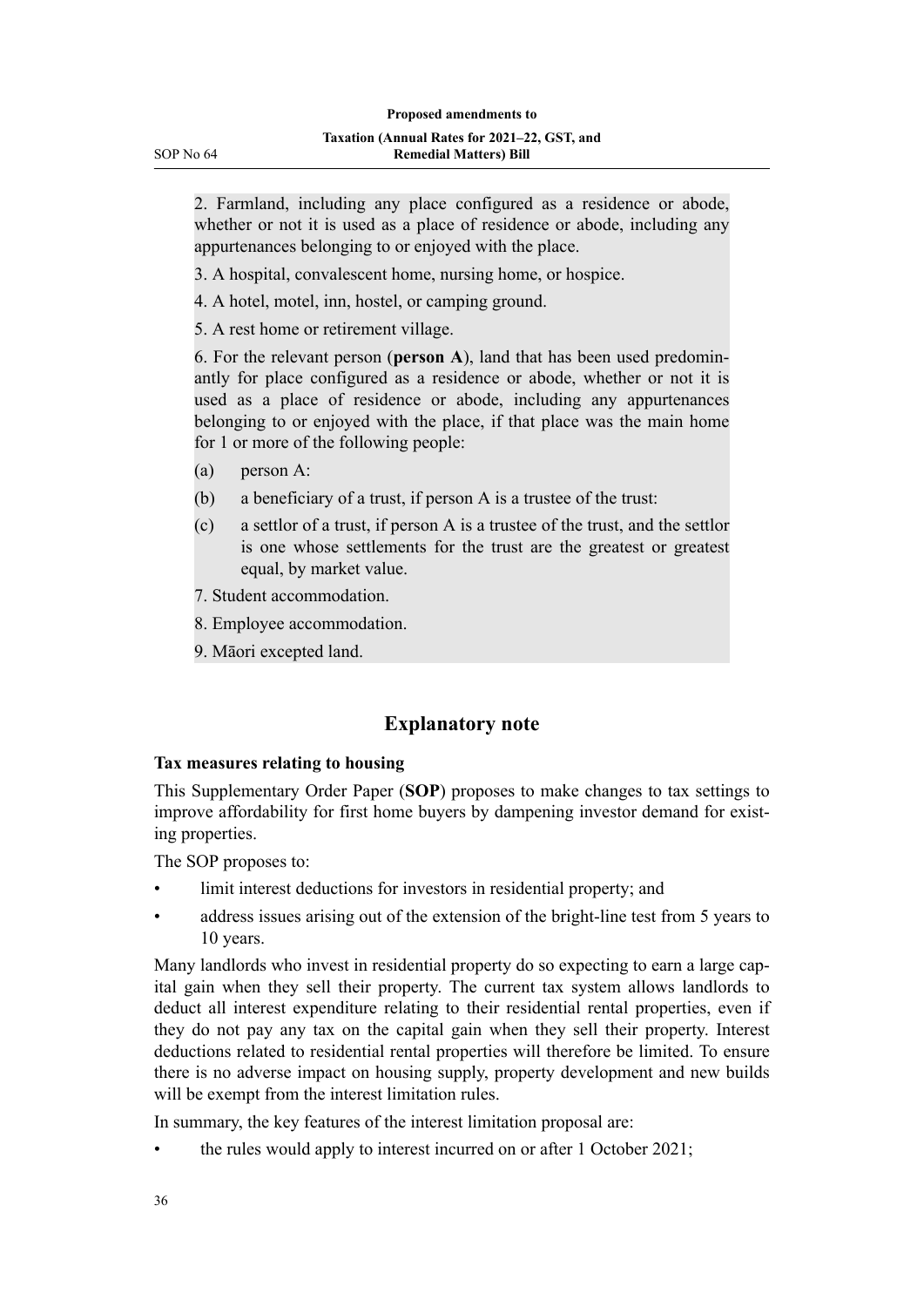2. Farmland, including any place configured as a residence or abode, whether or not it is used as a place of residence or abode, including any appurtenances belonging to or enjoyed with the place.

3. A hospital, convalescent home, nursing home, or hospice.

4. A hotel, motel, inn, hostel, or camping ground.

5. A rest home or retirement village.

6. For the relevant person (**person A**), land that has been used predominantly for place configured as a residence or abode, whether or not it is used as a place of residence or abode, including any appurtenances belonging to or enjoyed with the place, if that place was the main home for 1 or more of the following people:

(a) person A:

(b) a beneficiary of a trust, if person A is a trustee of the trust:

(c) a settlor of a trust, if person A is a trustee of the trust, and the settlor is one whose settlements for the trust are the greatest or greatest equal, by market value.

7. Student accommodation.

8. Employee accommodation.

9. Māori excepted land.

## Explanatory note

### Tax measures relating to housing

This Supplementary Order Paper (**SOP**) proposes to make changes to tax settings to improve affordability for first home buyers by dampening investor demand for existing properties.

The SOP proposes to:

- limit interest deductions for investors in residential property; and
- address issues arising out of the extension of the bright-line test from 5 years to 10 years.

Many landlords who invest in residential property do so expecting to earn a large capital gain when they sell their property. The current tax system allows landlords to deduct all interest expenditure relating to their residential rental properties, even if they do not pay any tax on the capital gain when they sell their property. Interest deductions related to residential rental properties will therefore be limited. To ensure there is no adverse impact on housing supply, property development and new builds will be exempt from the interest limitation rules.

In summary, the key features of the interest limitation proposal are:

- the rules would apply to interest incurred on or after 1 October 2021;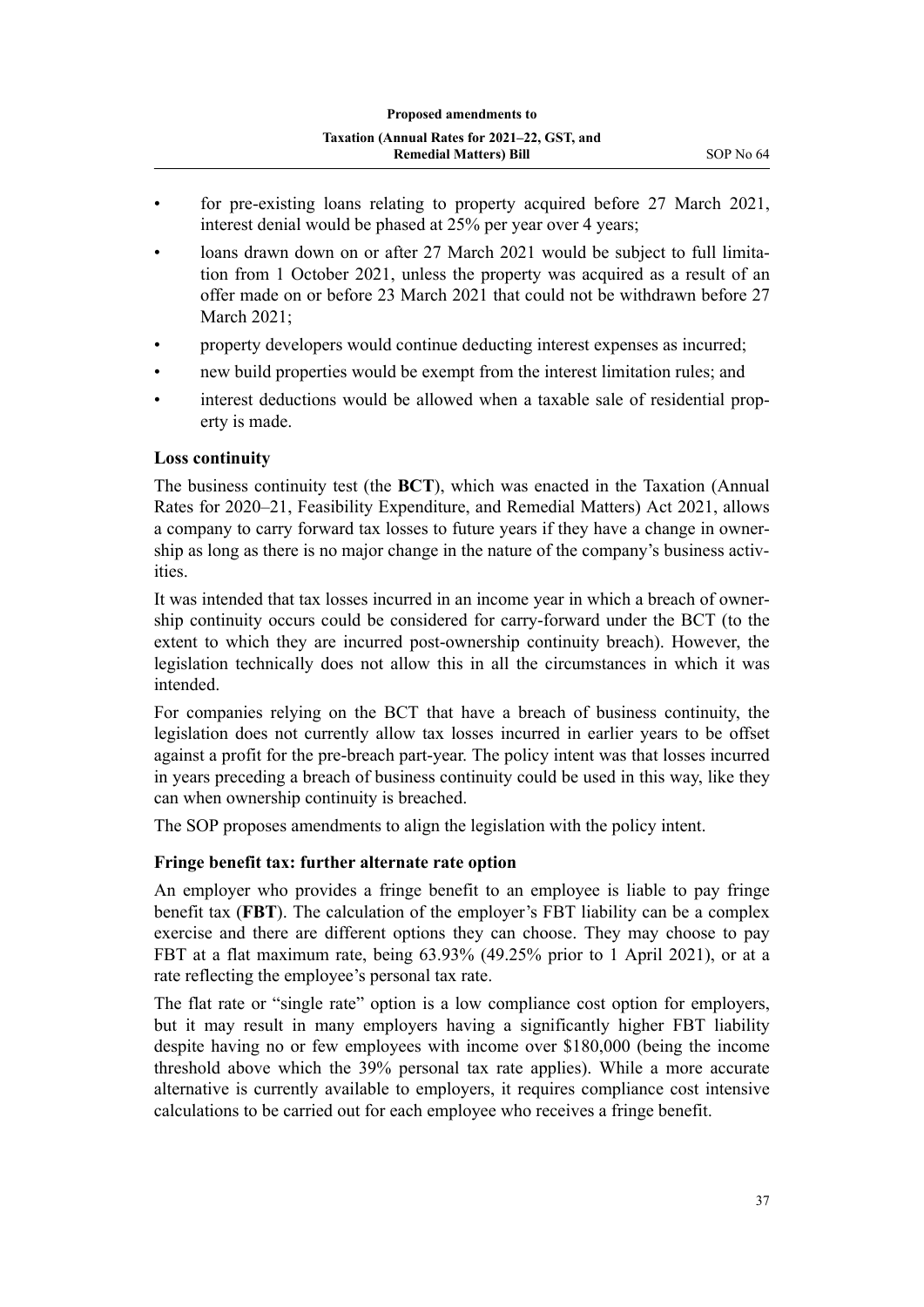- for pre-existing loans relating to property acquired before 27 March 2021, interest denial would be phased at 25% per year over 4 years;
- loans drawn down on or after 27 March 2021 would be subject to full limitation from 1 October 2021, unless the property was acquired as a result of an offer made on or before 23 March 2021 that could not be withdrawn before 27 March 2021;
- property developers would continue deducting interest expenses as incurred;
- new build properties would be exempt from the interest limitation rules; and
- interest deductions would be allowed when a taxable sale of residential property is made.

### Loss continuity

The business continuity test (the **BCT**), which was enacted in the Taxation (Annual Rates for 2020–21, Feasibility Expenditure, and Remedial Matters) Act 2021, allows a company to carry forward tax losses to future years if they have a change in ownership as long as there is no major change in the nature of the company's business activities.

It was intended that tax losses incurred in an income year in which a breach of ownership continuity occurs could be considered for carry-forward under the BCT (to the extent to which they are incurred post-ownership continuity breach). However, the legislation technically does not allow this in all the circumstances in which it was intended.

For companies relying on the BCT that have a breach of business continuity, the legislation does not currently allow tax losses incurred in earlier years to be offset against a profit for the pre-breach part-year. The policy intent was that losses incurred in years preceding a breach of business continuity could be used in this way, like they can when ownership continuity is breached.

The SOP proposes amendments to align the legislation with the policy intent.

### Fringe benefit tax: further alternate rate option

An employer who provides a fringe benefit to an employee is liable to pay fringe benefit tax (**FBT**). The calculation of the employer's FBT liability can be a complex exercise and there are different options they can choose. They may choose to pay FBT at a flat maximum rate, being 63.93% (49.25% prior to 1 April 2021), or at a rate reflecting the employee's personal tax rate.

The flat rate or "single rate" option is a low compliance cost option for employers, but it may result in many employers having a significantly higher FBT liability despite having no or few employees with income over $180,000 (being the income threshold above which the 39% personal tax rate applies). While a more accurate alternative is currently available to employers, it requires compliance cost intensive calculations to be carried out for each employee who receives a fringe benefit.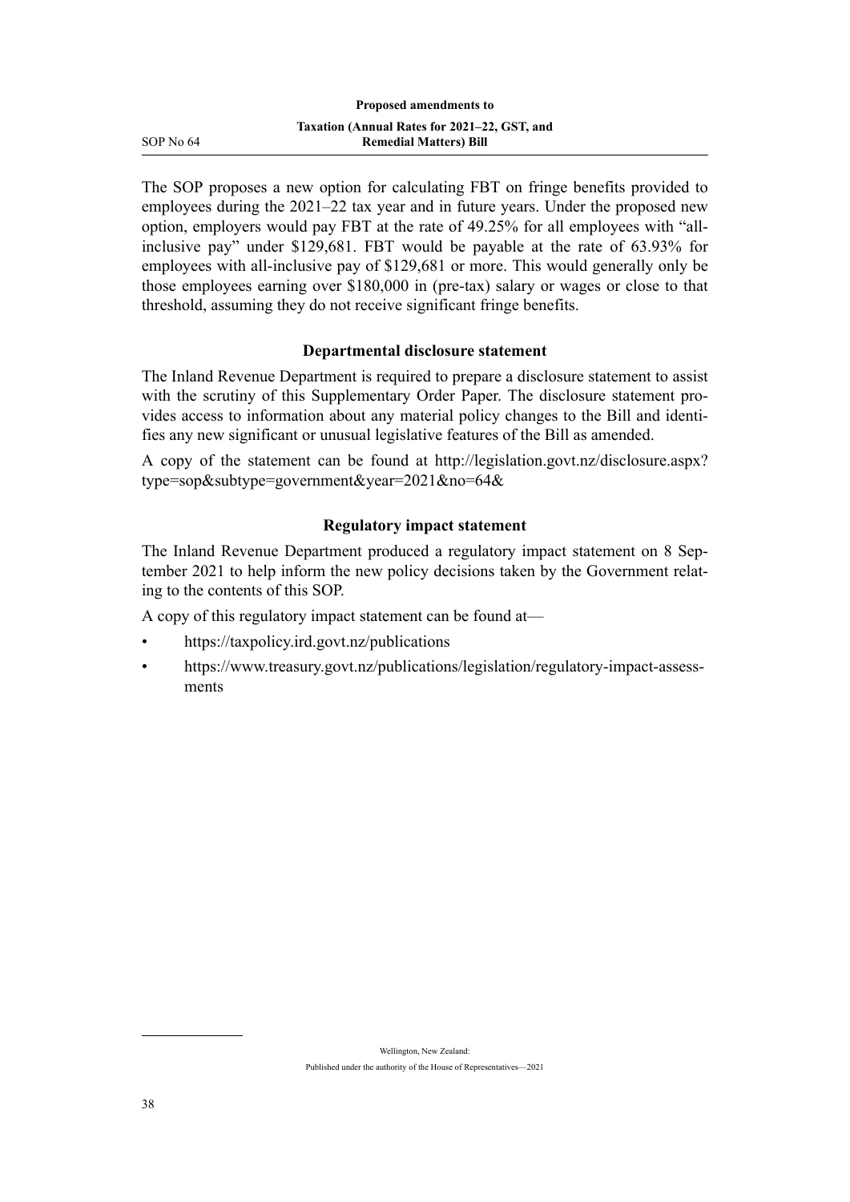The SOP proposes a new option for calculating FBT on fringe benefits provided to employees during the 2021–22 tax year and in future years. Under the proposed new option, employers would pay FBT at the rate of 49.25% for all employees with "all-inclusive pay" under $129,681. FBT would be payable at the rate of 63.93% for employees with all-inclusive pay of $129,681 or more. This would generally only be those employees earning over $180,000 in (pre-tax) salary or wages or close to that threshold, assuming they do not receive significant fringe benefits.

## Departmental disclosure statement

The Inland Revenue Department is required to prepare a disclosure statement to assist with the scrutiny of this Supplementary Order Paper. The disclosure statement provides access to information about any material policy changes to the Bill and identifies any new significant or unusual legislative features of the Bill as amended.

A copy of the statement can be found at http://legislation.govt.nz/disclosure.aspx?type=sop&subtype=government&year=2021&no=64&

## Regulatory impact statement

The Inland Revenue Department produced a regulatory impact statement on 8 September 2021 to help inform the new policy decisions taken by the Government relating to the contents of this SOP.

A copy of this regulatory impact statement can be found at—

- https://taxpolicy.ird.govt.nz/publications
- https://www.treasury.govt.nz/publications/legislation/regulatory-impact-assessments

Wellington, New Zealand:

Published under the authority of the House of Representatives—2021